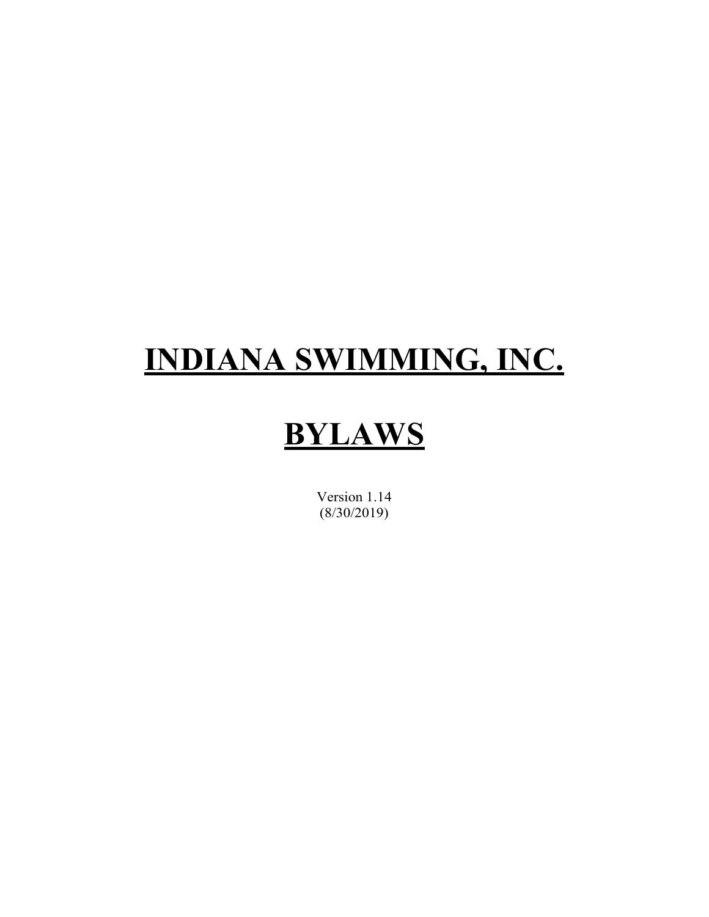# INDIANA SWIMMING, INC.

# BYLAWS

Version 1.14
(8/30/2019)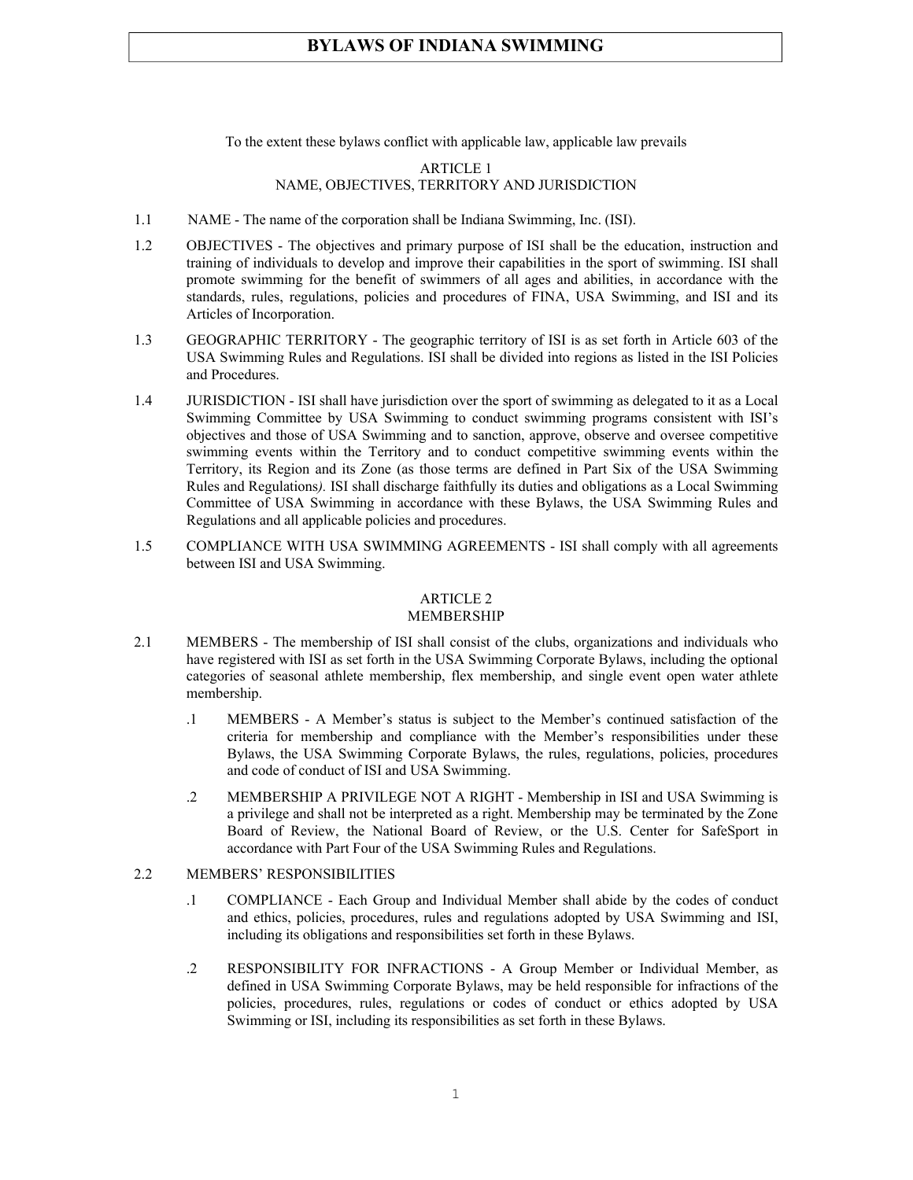# BYLAWS OF INDIANA SWIMMING

To the extent these bylaws conflict with applicable law, applicable law prevails

## ARTICLE 1
## NAME, OBJECTIVES, TERRITORY AND JURISDICTION

1.1 NAME - The name of the corporation shall be Indiana Swimming, Inc. (ISI).

1.2 OBJECTIVES - The objectives and primary purpose of ISI shall be the education, instruction and training of individuals to develop and improve their capabilities in the sport of swimming. ISI shall promote swimming for the benefit of swimmers of all ages and abilities, in accordance with the standards, rules, regulations, policies and procedures of FINA, USA Swimming, and ISI and its Articles of Incorporation.

1.3 GEOGRAPHIC TERRITORY - The geographic territory of ISI is as set forth in Article 603 of the USA Swimming Rules and Regulations. ISI shall be divided into regions as listed in the ISI Policies and Procedures.

1.4 JURISDICTION - ISI shall have jurisdiction over the sport of swimming as delegated to it as a Local Swimming Committee by USA Swimming to conduct swimming programs consistent with ISI's objectives and those of USA Swimming and to sanction, approve, observe and oversee competitive swimming events within the Territory and to conduct competitive swimming events within the Territory, its Region and its Zone (as those terms are defined in Part Six of the USA Swimming Rules and Regulations*).* ISI shall discharge faithfully its duties and obligations as a Local Swimming Committee of USA Swimming in accordance with these Bylaws, the USA Swimming Rules and Regulations and all applicable policies and procedures.

1.5 COMPLIANCE WITH USA SWIMMING AGREEMENTS - ISI shall comply with all agreements between ISI and USA Swimming.

## ARTICLE 2
## MEMBERSHIP

2.1 MEMBERS - The membership of ISI shall consist of the clubs, organizations and individuals who have registered with ISI as set forth in the USA Swimming Corporate Bylaws, including the optional categories of seasonal athlete membership, flex membership, and single event open water athlete membership.

- .1 MEMBERS - A Member's status is subject to the Member's continued satisfaction of the criteria for membership and compliance with the Member's responsibilities under these Bylaws, the USA Swimming Corporate Bylaws, the rules, regulations, policies, procedures and code of conduct of ISI and USA Swimming.
- .2 MEMBERSHIP A PRIVILEGE NOT A RIGHT - Membership in ISI and USA Swimming is a privilege and shall not be interpreted as a right. Membership may be terminated by the Zone Board of Review, the National Board of Review, or the U.S. Center for SafeSport in accordance with Part Four of the USA Swimming Rules and Regulations.

2.2 MEMBERS' RESPONSIBILITIES

- .1 COMPLIANCE - Each Group and Individual Member shall abide by the codes of conduct and ethics, policies, procedures, rules and regulations adopted by USA Swimming and ISI, including its obligations and responsibilities set forth in these Bylaws.
- .2 RESPONSIBILITY FOR INFRACTIONS - A Group Member or Individual Member, as defined in USA Swimming Corporate Bylaws, may be held responsible for infractions of the policies, procedures, rules, regulations or codes of conduct or ethics adopted by USA Swimming or ISI, including its responsibilities as set forth in these Bylaws.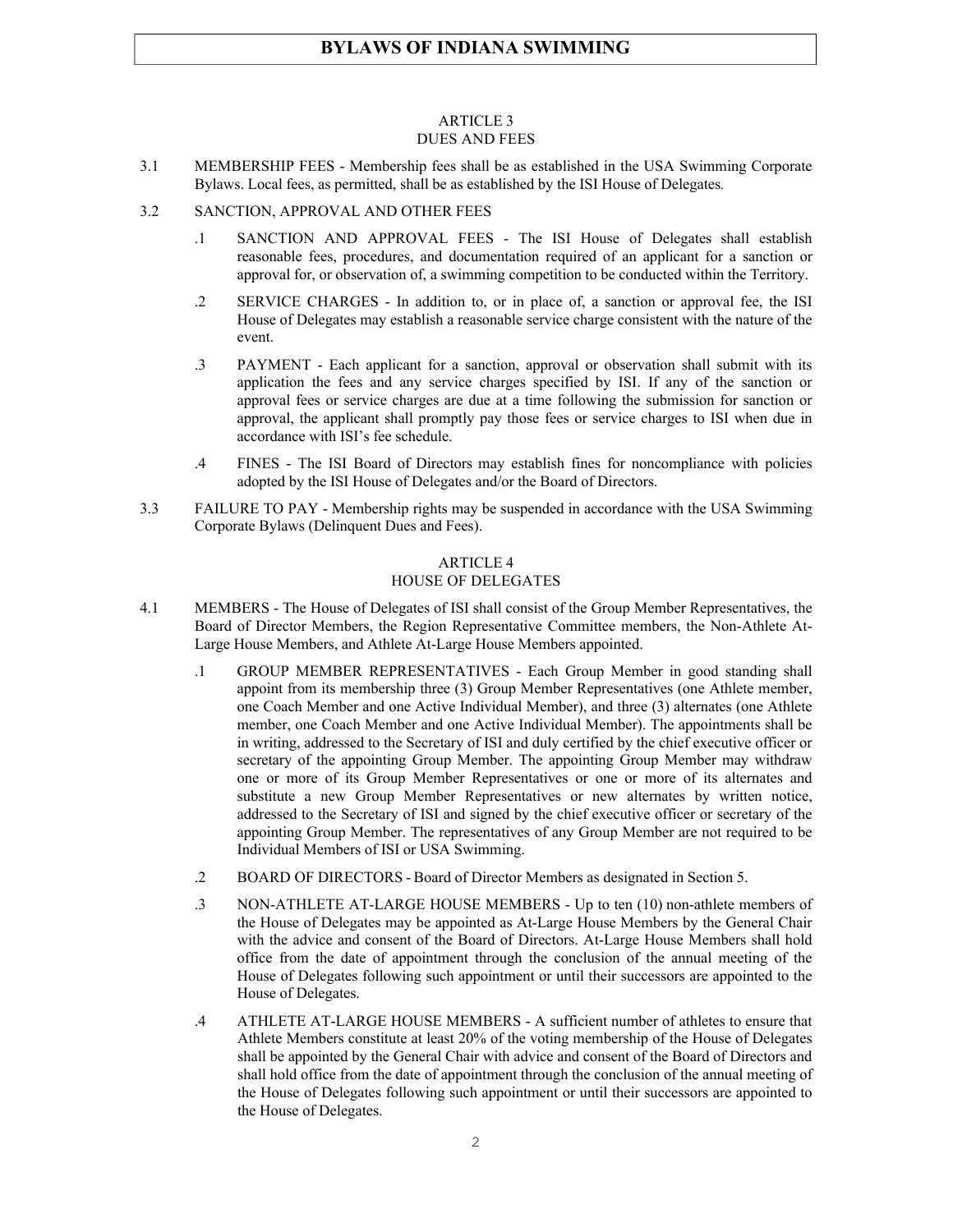## ARTICLE 3
## DUES AND FEES

3.1 MEMBERSHIP FEES - Membership fees shall be as established in the USA Swimming Corporate Bylaws. Local fees, as permitted, shall be as established by the ISI House of Delegates.

3.2 SANCTION, APPROVAL AND OTHER FEES

.1 SANCTION AND APPROVAL FEES - The ISI House of Delegates shall establish reasonable fees, procedures, and documentation required of an applicant for a sanction or approval for, or observation of, a swimming competition to be conducted within the Territory.

.2 SERVICE CHARGES - In addition to, or in place of, a sanction or approval fee, the ISI House of Delegates may establish a reasonable service charge consistent with the nature of the event.

.3 PAYMENT - Each applicant for a sanction, approval or observation shall submit with its application the fees and any service charges specified by ISI. If any of the sanction or approval fees or service charges are due at a time following the submission for sanction or approval, the applicant shall promptly pay those fees or service charges to ISI when due in accordance with ISI's fee schedule.

.4 FINES - The ISI Board of Directors may establish fines for noncompliance with policies adopted by the ISI House of Delegates and/or the Board of Directors.

3.3 FAILURE TO PAY - Membership rights may be suspended in accordance with the USA Swimming Corporate Bylaws (Delinquent Dues and Fees).

## ARTICLE 4
## HOUSE OF DELEGATES

4.1 MEMBERS - The House of Delegates of ISI shall consist of the Group Member Representatives, the Board of Director Members, the Region Representative Committee members, the Non-Athlete At-Large House Members, and Athlete At-Large House Members appointed.

.1 GROUP MEMBER REPRESENTATIVES - Each Group Member in good standing shall appoint from its membership three (3) Group Member Representatives (one Athlete member, one Coach Member and one Active Individual Member), and three (3) alternates (one Athlete member, one Coach Member and one Active Individual Member). The appointments shall be in writing, addressed to the Secretary of ISI and duly certified by the chief executive officer or secretary of the appointing Group Member. The appointing Group Member may withdraw one or more of its Group Member Representatives or one or more of its alternates and substitute a new Group Member Representatives or new alternates by written notice, addressed to the Secretary of ISI and signed by the chief executive officer or secretary of the appointing Group Member. The representatives of any Group Member are not required to be Individual Members of ISI or USA Swimming.

.2 BOARD OF DIRECTORS - Board of Director Members as designated in Section 5.

.3 NON-ATHLETE AT-LARGE HOUSE MEMBERS - Up to ten (10) non-athlete members of the House of Delegates may be appointed as At-Large House Members by the General Chair with the advice and consent of the Board of Directors. At-Large House Members shall hold office from the date of appointment through the conclusion of the annual meeting of the House of Delegates following such appointment or until their successors are appointed to the House of Delegates.

.4 ATHLETE AT-LARGE HOUSE MEMBERS - A sufficient number of athletes to ensure that Athlete Members constitute at least 20% of the voting membership of the House of Delegates shall be appointed by the General Chair with advice and consent of the Board of Directors and shall hold office from the date of appointment through the conclusion of the annual meeting of the House of Delegates following such appointment or until their successors are appointed to the House of Delegates.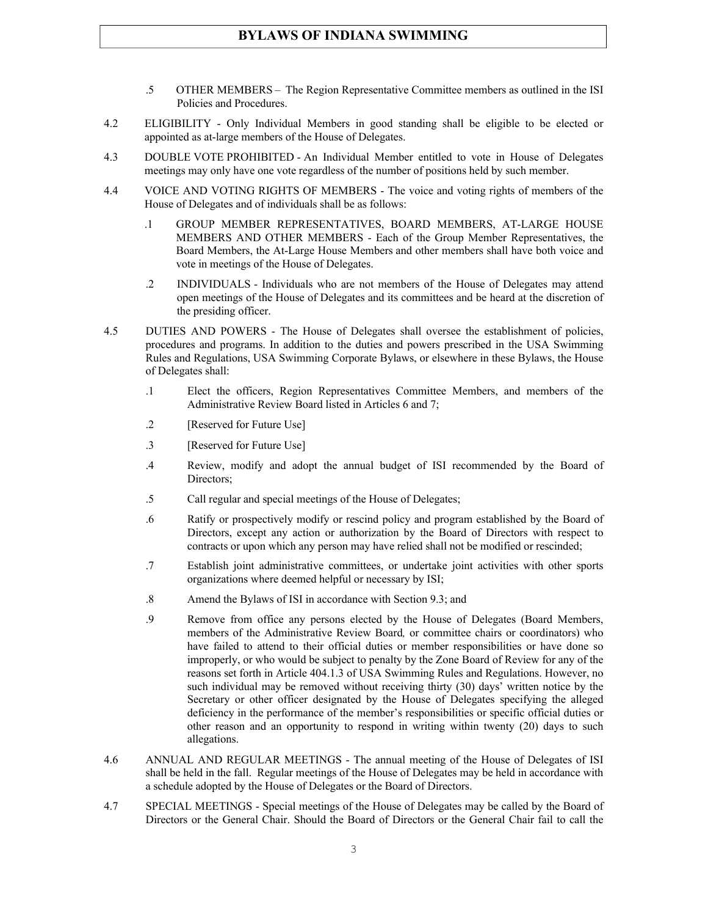.5 OTHER MEMBERS – The Region Representative Committee members as outlined in the ISI Policies and Procedures.

4.2 ELIGIBILITY - Only Individual Members in good standing shall be eligible to be elected or appointed as at-large members of the House of Delegates.

4.3 DOUBLE VOTE PROHIBITED - An Individual Member entitled to vote in House of Delegates meetings may only have one vote regardless of the number of positions held by such member.

4.4 VOICE AND VOTING RIGHTS OF MEMBERS - The voice and voting rights of members of the House of Delegates and of individuals shall be as follows:

.1 GROUP MEMBER REPRESENTATIVES, BOARD MEMBERS, AT-LARGE HOUSE MEMBERS AND OTHER MEMBERS - Each of the Group Member Representatives, the Board Members, the At-Large House Members and other members shall have both voice and vote in meetings of the House of Delegates.

.2 INDIVIDUALS - Individuals who are not members of the House of Delegates may attend open meetings of the House of Delegates and its committees and be heard at the discretion of the presiding officer.

4.5 DUTIES AND POWERS - The House of Delegates shall oversee the establishment of policies, procedures and programs. In addition to the duties and powers prescribed in the USA Swimming Rules and Regulations, USA Swimming Corporate Bylaws, or elsewhere in these Bylaws, the House of Delegates shall:

.1 Elect the officers, Region Representatives Committee Members, and members of the Administrative Review Board listed in Articles 6 and 7;

.2 [Reserved for Future Use]

.3 [Reserved for Future Use]

.4 Review, modify and adopt the annual budget of ISI recommended by the Board of Directors;

.5 Call regular and special meetings of the House of Delegates;

.6 Ratify or prospectively modify or rescind policy and program established by the Board of Directors, except any action or authorization by the Board of Directors with respect to contracts or upon which any person may have relied shall not be modified or rescinded;

.7 Establish joint administrative committees, or undertake joint activities with other sports organizations where deemed helpful or necessary by ISI;

.8 Amend the Bylaws of ISI in accordance with Section 9.3; and

.9 Remove from office any persons elected by the House of Delegates (Board Members, members of the Administrative Review Board, or committee chairs or coordinators) who have failed to attend to their official duties or member responsibilities or have done so improperly, or who would be subject to penalty by the Zone Board of Review for any of the reasons set forth in Article 404.1.3 of USA Swimming Rules and Regulations. However, no such individual may be removed without receiving thirty (30) days' written notice by the Secretary or other officer designated by the House of Delegates specifying the alleged deficiency in the performance of the member's responsibilities or specific official duties or other reason and an opportunity to respond in writing within twenty (20) days to such allegations.

4.6 ANNUAL AND REGULAR MEETINGS - The annual meeting of the House of Delegates of ISI shall be held in the fall. Regular meetings of the House of Delegates may be held in accordance with a schedule adopted by the House of Delegates or the Board of Directors.

4.7 SPECIAL MEETINGS - Special meetings of the House of Delegates may be called by the Board of Directors or the General Chair. Should the Board of Directors or the General Chair fail to call the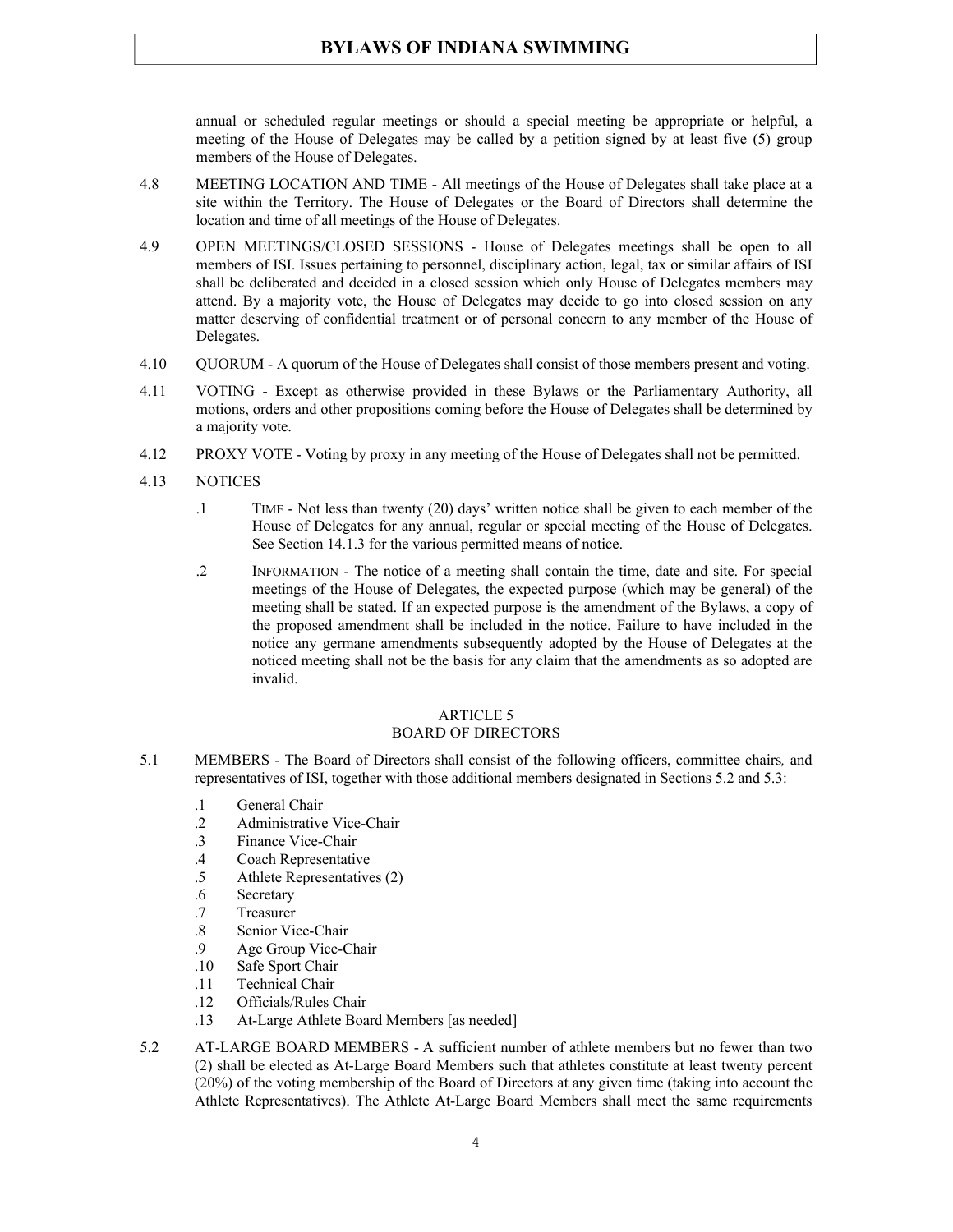annual or scheduled regular meetings or should a special meeting be appropriate or helpful, a meeting of the House of Delegates may be called by a petition signed by at least five (5) group members of the House of Delegates.

4.8 MEETING LOCATION AND TIME - All meetings of the House of Delegates shall take place at a site within the Territory. The House of Delegates or the Board of Directors shall determine the location and time of all meetings of the House of Delegates.

4.9 OPEN MEETINGS/CLOSED SESSIONS - House of Delegates meetings shall be open to all members of ISI. Issues pertaining to personnel, disciplinary action, legal, tax or similar affairs of ISI shall be deliberated and decided in a closed session which only House of Delegates members may attend. By a majority vote, the House of Delegates may decide to go into closed session on any matter deserving of confidential treatment or of personal concern to any member of the House of Delegates.

4.10 QUORUM - A quorum of the House of Delegates shall consist of those members present and voting.

4.11 VOTING - Except as otherwise provided in these Bylaws or the Parliamentary Authority, all motions, orders and other propositions coming before the House of Delegates shall be determined by a majority vote.

4.12 PROXY VOTE - Voting by proxy in any meeting of the House of Delegates shall not be permitted.

4.13 NOTICES

.1 TIME - Not less than twenty (20) days' written notice shall be given to each member of the House of Delegates for any annual, regular or special meeting of the House of Delegates. See Section 14.1.3 for the various permitted means of notice.

.2 INFORMATION - The notice of a meeting shall contain the time, date and site. For special meetings of the House of Delegates, the expected purpose (which may be general) of the meeting shall be stated. If an expected purpose is the amendment of the Bylaws, a copy of the proposed amendment shall be included in the notice. Failure to have included in the notice any germane amendments subsequently adopted by the House of Delegates at the noticed meeting shall not be the basis for any claim that the amendments as so adopted are invalid.

## ARTICLE 5
## BOARD OF DIRECTORS

5.1 MEMBERS - The Board of Directors shall consist of the following officers, committee chairs, and representatives of ISI, together with those additional members designated in Sections 5.2 and 5.3:

.1 General Chair
.2 Administrative Vice-Chair
.3 Finance Vice-Chair
.4 Coach Representative
.5 Athlete Representatives (2)
.6 Secretary
.7 Treasurer
.8 Senior Vice-Chair
.9 Age Group Vice-Chair
.10 Safe Sport Chair
.11 Technical Chair
.12 Officials/Rules Chair
.13 At-Large Athlete Board Members [as needed]

5.2 AT-LARGE BOARD MEMBERS - A sufficient number of athlete members but no fewer than two (2) shall be elected as At-Large Board Members such that athletes constitute at least twenty percent (20%) of the voting membership of the Board of Directors at any given time (taking into account the Athlete Representatives). The Athlete At-Large Board Members shall meet the same requirements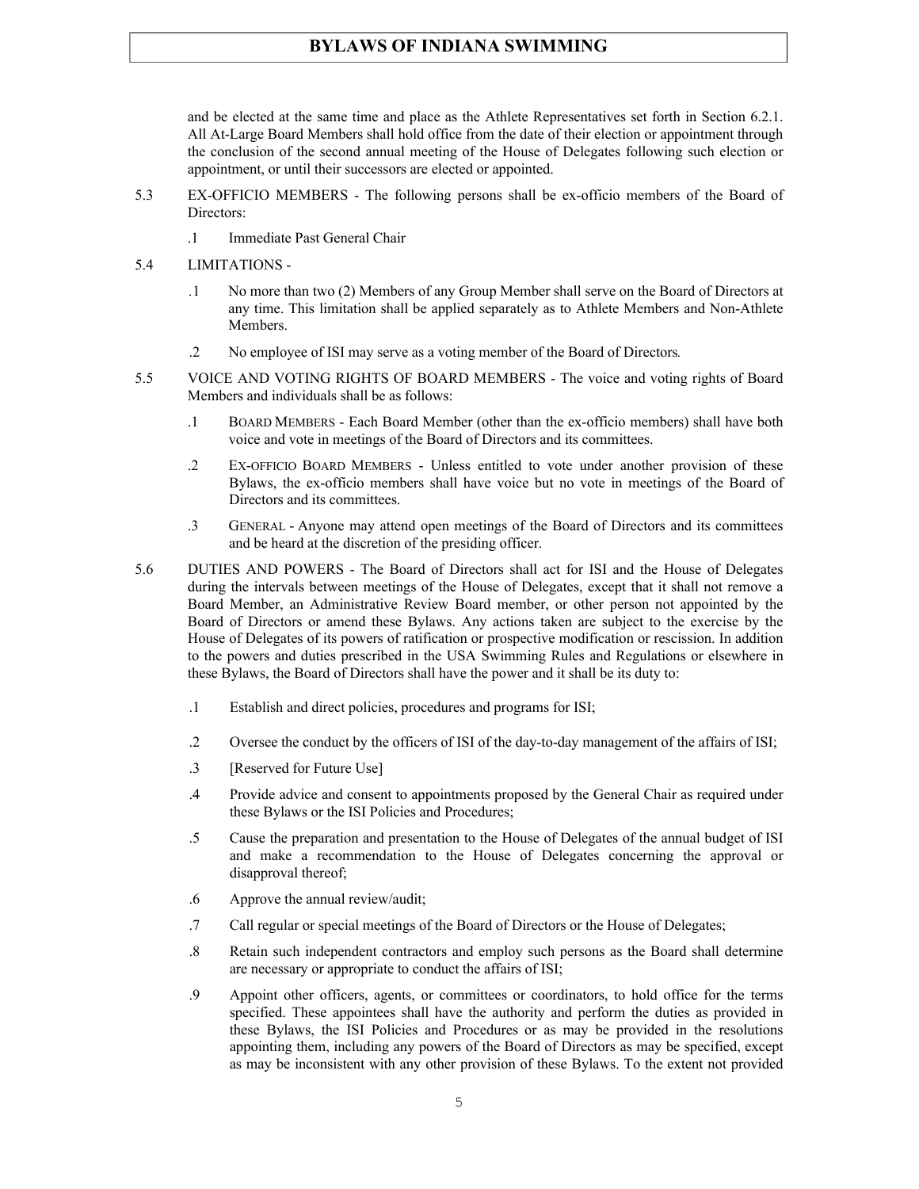and be elected at the same time and place as the Athlete Representatives set forth in Section 6.2.1. All At-Large Board Members shall hold office from the date of their election or appointment through the conclusion of the second annual meeting of the House of Delegates following such election or appointment, or until their successors are elected or appointed.

5.3 EX-OFFICIO MEMBERS - The following persons shall be ex-officio members of the Board of Directors:

.1 Immediate Past General Chair

5.4 LIMITATIONS -

.1 No more than two (2) Members of any Group Member shall serve on the Board of Directors at any time. This limitation shall be applied separately as to Athlete Members and Non-Athlete Members.

.2 No employee of ISI may serve as a voting member of the Board of Directors.

5.5 VOICE AND VOTING RIGHTS OF BOARD MEMBERS - The voice and voting rights of Board Members and individuals shall be as follows:

.1 BOARD MEMBERS - Each Board Member (other than the ex-officio members) shall have both voice and vote in meetings of the Board of Directors and its committees.

.2 EX-OFFICIO BOARD MEMBERS - Unless entitled to vote under another provision of these Bylaws, the ex-officio members shall have voice but no vote in meetings of the Board of Directors and its committees.

.3 GENERAL - Anyone may attend open meetings of the Board of Directors and its committees and be heard at the discretion of the presiding officer.

5.6 DUTIES AND POWERS - The Board of Directors shall act for ISI and the House of Delegates during the intervals between meetings of the House of Delegates, except that it shall not remove a Board Member, an Administrative Review Board member, or other person not appointed by the Board of Directors or amend these Bylaws. Any actions taken are subject to the exercise by the House of Delegates of its powers of ratification or prospective modification or rescission. In addition to the powers and duties prescribed in the USA Swimming Rules and Regulations or elsewhere in these Bylaws, the Board of Directors shall have the power and it shall be its duty to:

.1 Establish and direct policies, procedures and programs for ISI;

.2 Oversee the conduct by the officers of ISI of the day-to-day management of the affairs of ISI;

.3 [Reserved for Future Use]

.4 Provide advice and consent to appointments proposed by the General Chair as required under these Bylaws or the ISI Policies and Procedures;

.5 Cause the preparation and presentation to the House of Delegates of the annual budget of ISI and make a recommendation to the House of Delegates concerning the approval or disapproval thereof;

.6 Approve the annual review/audit;

.7 Call regular or special meetings of the Board of Directors or the House of Delegates;

.8 Retain such independent contractors and employ such persons as the Board shall determine are necessary or appropriate to conduct the affairs of ISI;

.9 Appoint other officers, agents, or committees or coordinators, to hold office for the terms specified. These appointees shall have the authority and perform the duties as provided in these Bylaws, the ISI Policies and Procedures or as may be provided in the resolutions appointing them, including any powers of the Board of Directors as may be specified, except as may be inconsistent with any other provision of these Bylaws. To the extent not provided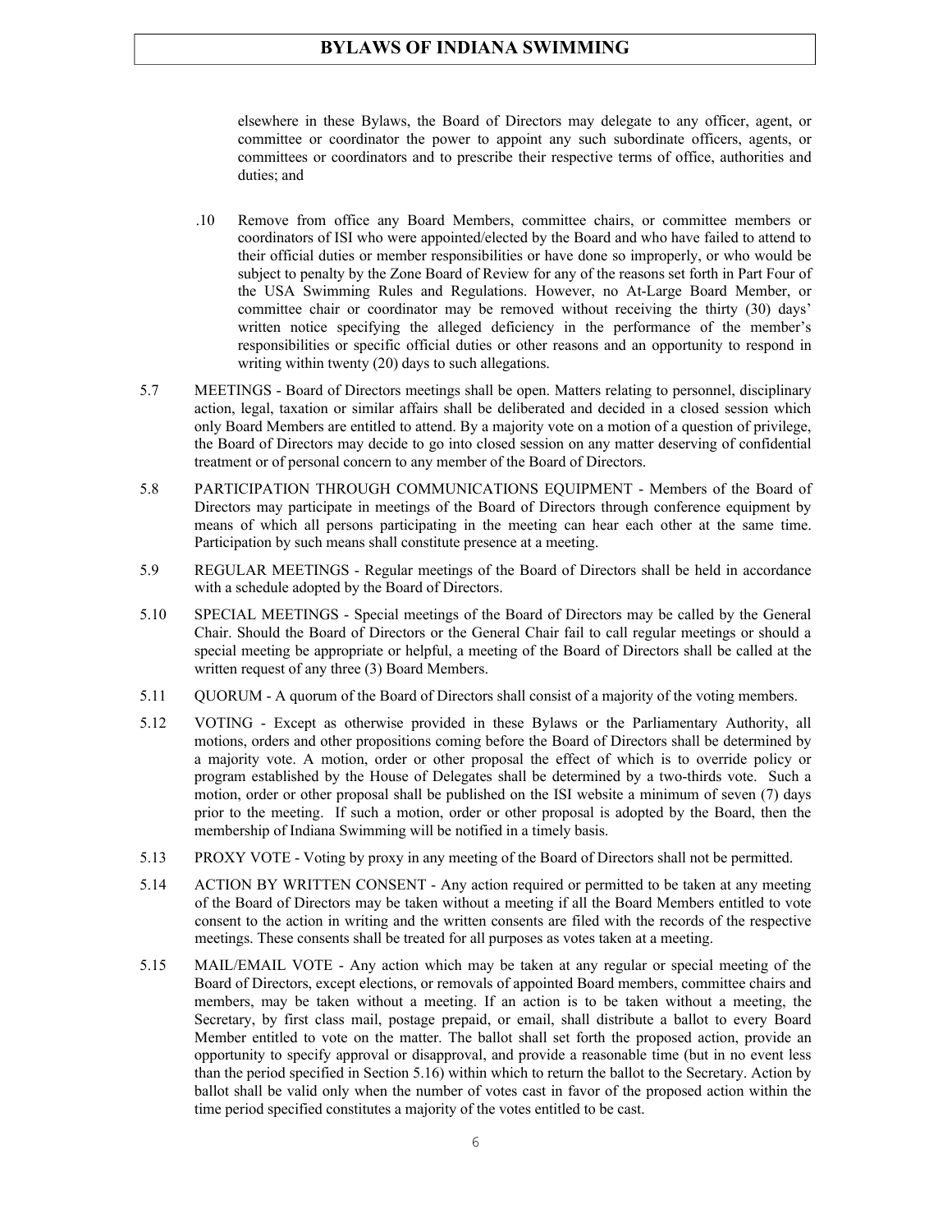elsewhere in these Bylaws, the Board of Directors may delegate to any officer, agent, or committee or coordinator the power to appoint any such subordinate officers, agents, or committees or coordinators and to prescribe their respective terms of office, authorities and duties; and

.10 Remove from office any Board Members, committee chairs, or committee members or coordinators of ISI who were appointed/elected by the Board and who have failed to attend to their official duties or member responsibilities or have done so improperly, or who would be subject to penalty by the Zone Board of Review for any of the reasons set forth in Part Four of the USA Swimming Rules and Regulations. However, no At-Large Board Member, or committee chair or coordinator may be removed without receiving the thirty (30) days' written notice specifying the alleged deficiency in the performance of the member's responsibilities or specific official duties or other reasons and an opportunity to respond in writing within twenty (20) days to such allegations.

5.7 MEETINGS - Board of Directors meetings shall be open. Matters relating to personnel, disciplinary action, legal, taxation or similar affairs shall be deliberated and decided in a closed session which only Board Members are entitled to attend. By a majority vote on a motion of a question of privilege, the Board of Directors may decide to go into closed session on any matter deserving of confidential treatment or of personal concern to any member of the Board of Directors.

5.8 PARTICIPATION THROUGH COMMUNICATIONS EQUIPMENT - Members of the Board of Directors may participate in meetings of the Board of Directors through conference equipment by means of which all persons participating in the meeting can hear each other at the same time. Participation by such means shall constitute presence at a meeting.

5.9 REGULAR MEETINGS - Regular meetings of the Board of Directors shall be held in accordance with a schedule adopted by the Board of Directors.

5.10 SPECIAL MEETINGS - Special meetings of the Board of Directors may be called by the General Chair. Should the Board of Directors or the General Chair fail to call regular meetings or should a special meeting be appropriate or helpful, a meeting of the Board of Directors shall be called at the written request of any three (3) Board Members.

5.11 QUORUM - A quorum of the Board of Directors shall consist of a majority of the voting members.

5.12 VOTING - Except as otherwise provided in these Bylaws or the Parliamentary Authority, all motions, orders and other propositions coming before the Board of Directors shall be determined by a majority vote. A motion, order or other proposal the effect of which is to override policy or program established by the House of Delegates shall be determined by a two-thirds vote. Such a motion, order or other proposal shall be published on the ISI website a minimum of seven (7) days prior to the meeting. If such a motion, order or other proposal is adopted by the Board, then the membership of Indiana Swimming will be notified in a timely basis.

5.13 PROXY VOTE - Voting by proxy in any meeting of the Board of Directors shall not be permitted.

5.14 ACTION BY WRITTEN CONSENT - Any action required or permitted to be taken at any meeting of the Board of Directors may be taken without a meeting if all the Board Members entitled to vote consent to the action in writing and the written consents are filed with the records of the respective meetings. These consents shall be treated for all purposes as votes taken at a meeting.

5.15 MAIL/EMAIL VOTE - Any action which may be taken at any regular or special meeting of the Board of Directors, except elections, or removals of appointed Board members, committee chairs and members, may be taken without a meeting. If an action is to be taken without a meeting, the Secretary, by first class mail, postage prepaid, or email, shall distribute a ballot to every Board Member entitled to vote on the matter. The ballot shall set forth the proposed action, provide an opportunity to specify approval or disapproval, and provide a reasonable time (but in no event less than the period specified in Section 5.16) within which to return the ballot to the Secretary. Action by ballot shall be valid only when the number of votes cast in favor of the proposed action within the time period specified constitutes a majority of the votes entitled to be cast.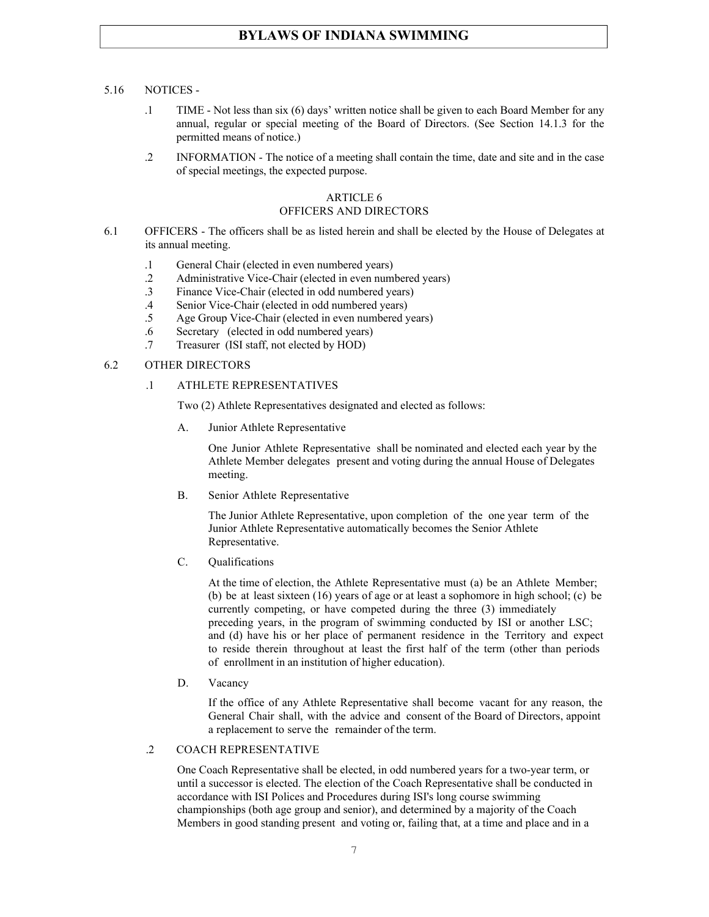5.16 NOTICES -

.1 TIME - Not less than six (6) days' written notice shall be given to each Board Member for any annual, regular or special meeting of the Board of Directors. (See Section 14.1.3 for the permitted means of notice.)

.2 INFORMATION - The notice of a meeting shall contain the time, date and site and in the case of special meetings, the expected purpose.

## ARTICLE 6
## OFFICERS AND DIRECTORS

6.1 OFFICERS - The officers shall be as listed herein and shall be elected by the House of Delegates at its annual meeting.

.1 General Chair (elected in even numbered years)
.2 Administrative Vice-Chair (elected in even numbered years)
.3 Finance Vice-Chair (elected in odd numbered years)
.4 Senior Vice-Chair (elected in odd numbered years)
.5 Age Group Vice-Chair (elected in even numbered years)
.6 Secretary (elected in odd numbered years)
.7 Treasurer (ISI staff, not elected by HOD)

6.2 OTHER DIRECTORS

.1 ATHLETE REPRESENTATIVES

Two (2) Athlete Representatives designated and elected as follows:

A. Junior Athlete Representative

One Junior Athlete Representative shall be nominated and elected each year by the Athlete Member delegates present and voting during the annual House of Delegates meeting.

B. Senior Athlete Representative

The Junior Athlete Representative, upon completion of the one year term of the Junior Athlete Representative automatically becomes the Senior Athlete Representative.

C. Qualifications

At the time of election, the Athlete Representative must (a) be an Athlete Member; (b) be at least sixteen (16) years of age or at least a sophomore in high school; (c) be currently competing, or have competed during the three (3) immediately preceding years, in the program of swimming conducted by ISI or another LSC; and (d) have his or her place of permanent residence in the Territory and expect to reside therein throughout at least the first half of the term (other than periods of enrollment in an institution of higher education).

D. Vacancy

If the office of any Athlete Representative shall become vacant for any reason, the General Chair shall, with the advice and consent of the Board of Directors, appoint a replacement to serve the remainder of the term.

.2 COACH REPRESENTATIVE

One Coach Representative shall be elected, in odd numbered years for a two-year term, or until a successor is elected. The election of the Coach Representative shall be conducted in accordance with ISI Polices and Procedures during ISI's long course swimming championships (both age group and senior), and determined by a majority of the Coach Members in good standing present and voting or, failing that, at a time and place and in a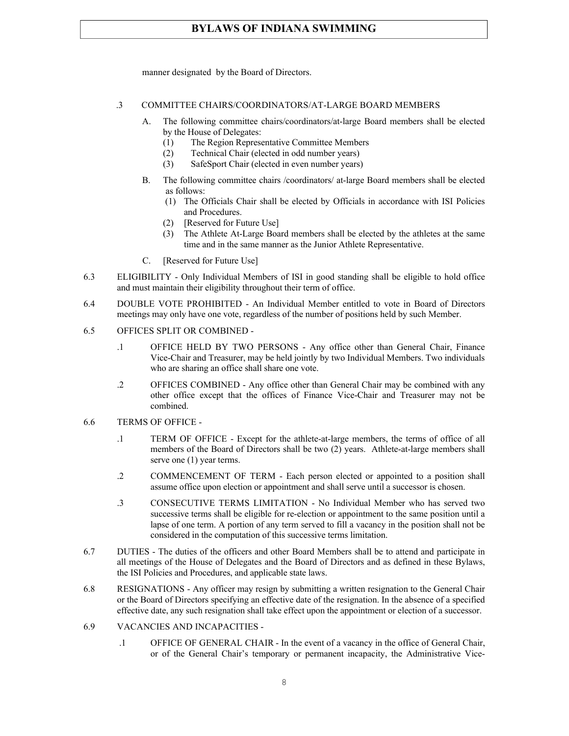manner designated by the Board of Directors.

.3 COMMITTEE CHAIRS/COORDINATORS/AT-LARGE BOARD MEMBERS

A. The following committee chairs/coordinators/at-large Board members shall be elected by the House of Delegates:
   (1) The Region Representative Committee Members
   (2) Technical Chair (elected in odd number years)
   (3) SafeSport Chair (elected in even number years)

B. The following committee chairs /coordinators/ at-large Board members shall be elected as follows:
   (1) The Officials Chair shall be elected by Officials in accordance with ISI Policies and Procedures.
   (2) [Reserved for Future Use]
   (3) The Athlete At-Large Board members shall be elected by the athletes at the same time and in the same manner as the Junior Athlete Representative.

C. [Reserved for Future Use]

6.3 ELIGIBILITY - Only Individual Members of ISI in good standing shall be eligible to hold office and must maintain their eligibility throughout their term of office.

6.4 DOUBLE VOTE PROHIBITED - An Individual Member entitled to vote in Board of Directors meetings may only have one vote, regardless of the number of positions held by such Member.

6.5 OFFICES SPLIT OR COMBINED -

.1 OFFICE HELD BY TWO PERSONS - Any office other than General Chair, Finance Vice-Chair and Treasurer, may be held jointly by two Individual Members. Two individuals who are sharing an office shall share one vote.

.2 OFFICES COMBINED - Any office other than General Chair may be combined with any other office except that the offices of Finance Vice-Chair and Treasurer may not be combined.

6.6 TERMS OF OFFICE -

.1 TERM OF OFFICE - Except for the athlete-at-large members, the terms of office of all members of the Board of Directors shall be two (2) years. Athlete-at-large members shall serve one (1) year terms.

.2 COMMENCEMENT OF TERM - Each person elected or appointed to a position shall assume office upon election or appointment and shall serve until a successor is chosen.

.3 CONSECUTIVE TERMS LIMITATION - No Individual Member who has served two successive terms shall be eligible for re-election or appointment to the same position until a lapse of one term. A portion of any term served to fill a vacancy in the position shall not be considered in the computation of this successive terms limitation.

6.7 DUTIES - The duties of the officers and other Board Members shall be to attend and participate in all meetings of the House of Delegates and the Board of Directors and as defined in these Bylaws, the ISI Policies and Procedures, and applicable state laws.

6.8 RESIGNATIONS - Any officer may resign by submitting a written resignation to the General Chair or the Board of Directors specifying an effective date of the resignation. In the absence of a specified effective date, any such resignation shall take effect upon the appointment or election of a successor.

6.9 VACANCIES AND INCAPACITIES -

.1 OFFICE OF GENERAL CHAIR - In the event of a vacancy in the office of General Chair, or of the General Chair's temporary or permanent incapacity, the Administrative Vice-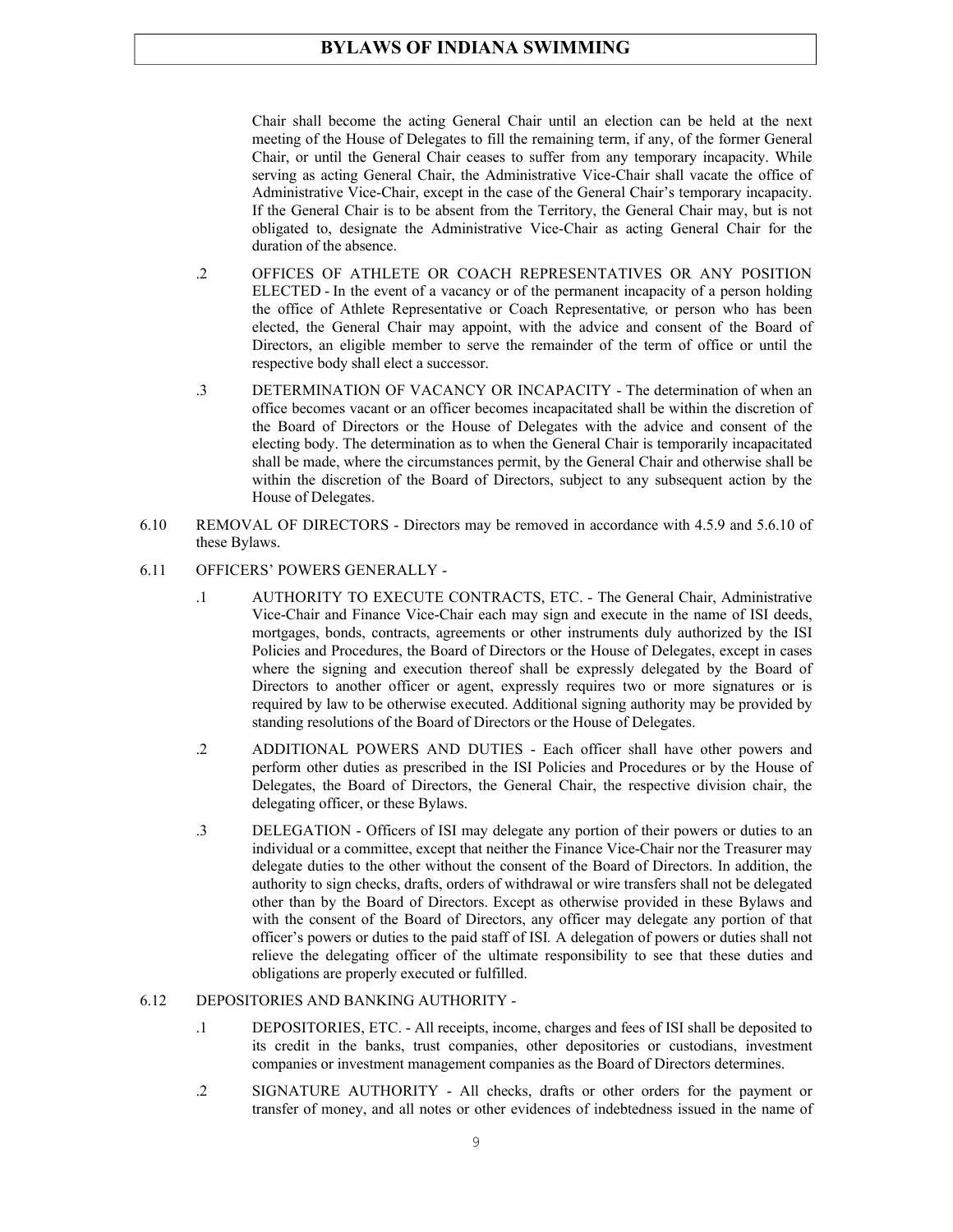Chair shall become the acting General Chair until an election can be held at the next meeting of the House of Delegates to fill the remaining term, if any, of the former General Chair, or until the General Chair ceases to suffer from any temporary incapacity. While serving as acting General Chair, the Administrative Vice-Chair shall vacate the office of Administrative Vice-Chair, except in the case of the General Chair's temporary incapacity. If the General Chair is to be absent from the Territory, the General Chair may, but is not obligated to, designate the Administrative Vice-Chair as acting General Chair for the duration of the absence.

.2 OFFICES OF ATHLETE OR COACH REPRESENTATIVES OR ANY POSITION ELECTED - In the event of a vacancy or of the permanent incapacity of a person holding the office of Athlete Representative or Coach Representative*,* or person who has been elected, the General Chair may appoint, with the advice and consent of the Board of Directors, an eligible member to serve the remainder of the term of office or until the respective body shall elect a successor.

.3 DETERMINATION OF VACANCY OR INCAPACITY - The determination of when an office becomes vacant or an officer becomes incapacitated shall be within the discretion of the Board of Directors or the House of Delegates with the advice and consent of the electing body. The determination as to when the General Chair is temporarily incapacitated shall be made, where the circumstances permit, by the General Chair and otherwise shall be within the discretion of the Board of Directors, subject to any subsequent action by the House of Delegates.

6.10 REMOVAL OF DIRECTORS - Directors may be removed in accordance with 4.5.9 and 5.6.10 of these Bylaws.

6.11 OFFICERS' POWERS GENERALLY -

.1 AUTHORITY TO EXECUTE CONTRACTS, ETC. - The General Chair, Administrative Vice-Chair and Finance Vice-Chair each may sign and execute in the name of ISI deeds, mortgages, bonds, contracts, agreements or other instruments duly authorized by the ISI Policies and Procedures, the Board of Directors or the House of Delegates, except in cases where the signing and execution thereof shall be expressly delegated by the Board of Directors to another officer or agent, expressly requires two or more signatures or is required by law to be otherwise executed. Additional signing authority may be provided by standing resolutions of the Board of Directors or the House of Delegates.

.2 ADDITIONAL POWERS AND DUTIES - Each officer shall have other powers and perform other duties as prescribed in the ISI Policies and Procedures or by the House of Delegates, the Board of Directors, the General Chair, the respective division chair, the delegating officer, or these Bylaws.

.3 DELEGATION - Officers of ISI may delegate any portion of their powers or duties to an individual or a committee, except that neither the Finance Vice-Chair nor the Treasurer may delegate duties to the other without the consent of the Board of Directors. In addition, the authority to sign checks, drafts, orders of withdrawal or wire transfers shall not be delegated other than by the Board of Directors. Except as otherwise provided in these Bylaws and with the consent of the Board of Directors, any officer may delegate any portion of that officer's powers or duties to the paid staff of ISI. A delegation of powers or duties shall not relieve the delegating officer of the ultimate responsibility to see that these duties and obligations are properly executed or fulfilled.

6.12 DEPOSITORIES AND BANKING AUTHORITY -

.1 DEPOSITORIES, ETC. - All receipts, income, charges and fees of ISI shall be deposited to its credit in the banks, trust companies, other depositories or custodians, investment companies or investment management companies as the Board of Directors determines.

.2 SIGNATURE AUTHORITY - All checks, drafts or other orders for the payment or transfer of money, and all notes or other evidences of indebtedness issued in the name of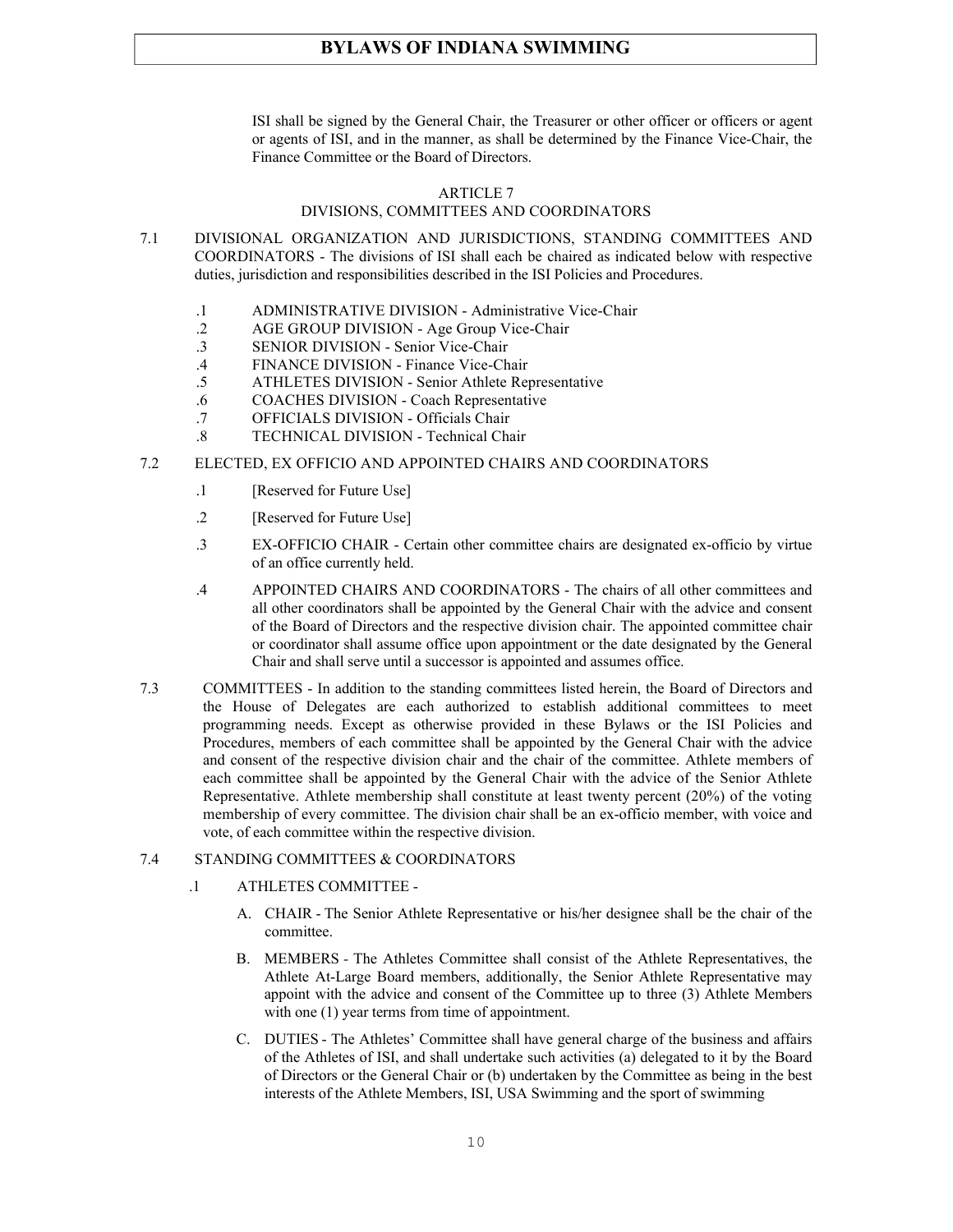ISI shall be signed by the General Chair, the Treasurer or other officer or officers or agent or agents of ISI, and in the manner, as shall be determined by the Finance Vice-Chair, the Finance Committee or the Board of Directors.

## ARTICLE 7
## DIVISIONS, COMMITTEES AND COORDINATORS

7.1 DIVISIONAL ORGANIZATION AND JURISDICTIONS, STANDING COMMITTEES AND COORDINATORS - The divisions of ISI shall each be chaired as indicated below with respective duties, jurisdiction and responsibilities described in the ISI Policies and Procedures.

- .1 ADMINISTRATIVE DIVISION - Administrative Vice-Chair
- .2 AGE GROUP DIVISION - Age Group Vice-Chair
- .3 SENIOR DIVISION - Senior Vice-Chair
- .4 FINANCE DIVISION - Finance Vice-Chair
- .5 ATHLETES DIVISION - Senior Athlete Representative
- .6 COACHES DIVISION - Coach Representative
- .7 OFFICIALS DIVISION - Officials Chair
- .8 TECHNICAL DIVISION - Technical Chair

7.2 ELECTED, EX OFFICIO AND APPOINTED CHAIRS AND COORDINATORS

- .1 [Reserved for Future Use]
- .2 [Reserved for Future Use]
- .3 EX-OFFICIO CHAIR - Certain other committee chairs are designated ex-officio by virtue of an office currently held.
- .4 APPOINTED CHAIRS AND COORDINATORS - The chairs of all other committees and all other coordinators shall be appointed by the General Chair with the advice and consent of the Board of Directors and the respective division chair. The appointed committee chair or coordinator shall assume office upon appointment or the date designated by the General Chair and shall serve until a successor is appointed and assumes office.

7.3 COMMITTEES - In addition to the standing committees listed herein, the Board of Directors and the House of Delegates are each authorized to establish additional committees to meet programming needs. Except as otherwise provided in these Bylaws or the ISI Policies and Procedures, members of each committee shall be appointed by the General Chair with the advice and consent of the respective division chair and the chair of the committee. Athlete members of each committee shall be appointed by the General Chair with the advice of the Senior Athlete Representative. Athlete membership shall constitute at least twenty percent (20%) of the voting membership of every committee. The division chair shall be an ex-officio member, with voice and vote, of each committee within the respective division.

7.4 STANDING COMMITTEES & COORDINATORS

- .1 ATHLETES COMMITTEE -
  - A. CHAIR - The Senior Athlete Representative or his/her designee shall be the chair of the committee.
  - B. MEMBERS - The Athletes Committee shall consist of the Athlete Representatives, the Athlete At-Large Board members, additionally, the Senior Athlete Representative may appoint with the advice and consent of the Committee up to three (3) Athlete Members with one (1) year terms from time of appointment.
  - C. DUTIES - The Athletes' Committee shall have general charge of the business and affairs of the Athletes of ISI, and shall undertake such activities (a) delegated to it by the Board of Directors or the General Chair or (b) undertaken by the Committee as being in the best interests of the Athlete Members, ISI, USA Swimming and the sport of swimming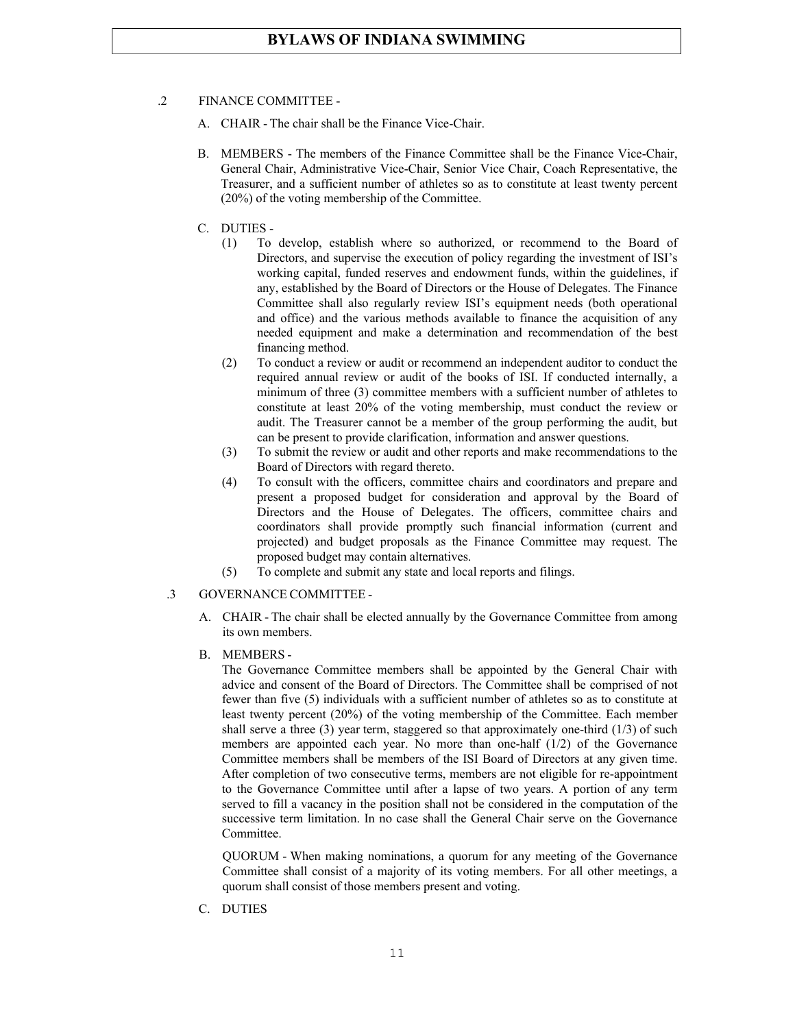.2 FINANCE COMMITTEE -

A. CHAIR - The chair shall be the Finance Vice-Chair.

B. MEMBERS - The members of the Finance Committee shall be the Finance Vice-Chair, General Chair, Administrative Vice-Chair, Senior Vice Chair, Coach Representative, the Treasurer, and a sufficient number of athletes so as to constitute at least twenty percent (20%) of the voting membership of the Committee.

C. DUTIES -

(1) To develop, establish where so authorized, or recommend to the Board of Directors, and supervise the execution of policy regarding the investment of ISI's working capital, funded reserves and endowment funds, within the guidelines, if any, established by the Board of Directors or the House of Delegates. The Finance Committee shall also regularly review ISI's equipment needs (both operational and office) and the various methods available to finance the acquisition of any needed equipment and make a determination and recommendation of the best financing method.

(2) To conduct a review or audit or recommend an independent auditor to conduct the required annual review or audit of the books of ISI. If conducted internally, a minimum of three (3) committee members with a sufficient number of athletes to constitute at least 20% of the voting membership, must conduct the review or audit. The Treasurer cannot be a member of the group performing the audit, but can be present to provide clarification, information and answer questions.

(3) To submit the review or audit and other reports and make recommendations to the Board of Directors with regard thereto.

(4) To consult with the officers, committee chairs and coordinators and prepare and present a proposed budget for consideration and approval by the Board of Directors and the House of Delegates. The officers, committee chairs and coordinators shall provide promptly such financial information (current and projected) and budget proposals as the Finance Committee may request. The proposed budget may contain alternatives.

(5) To complete and submit any state and local reports and filings.

.3 GOVERNANCE COMMITTEE -

A. CHAIR - The chair shall be elected annually by the Governance Committee from among its own members.

B. MEMBERS -

The Governance Committee members shall be appointed by the General Chair with advice and consent of the Board of Directors. The Committee shall be comprised of not fewer than five (5) individuals with a sufficient number of athletes so as to constitute at least twenty percent (20%) of the voting membership of the Committee. Each member shall serve a three (3) year term, staggered so that approximately one-third (1/3) of such members are appointed each year. No more than one-half (1/2) of the Governance Committee members shall be members of the ISI Board of Directors at any given time. After completion of two consecutive terms, members are not eligible for re-appointment to the Governance Committee until after a lapse of two years. A portion of any term served to fill a vacancy in the position shall not be considered in the computation of the successive term limitation. In no case shall the General Chair serve on the Governance Committee.

QUORUM - When making nominations, a quorum for any meeting of the Governance Committee shall consist of a majority of its voting members. For all other meetings, a quorum shall consist of those members present and voting.

C. DUTIES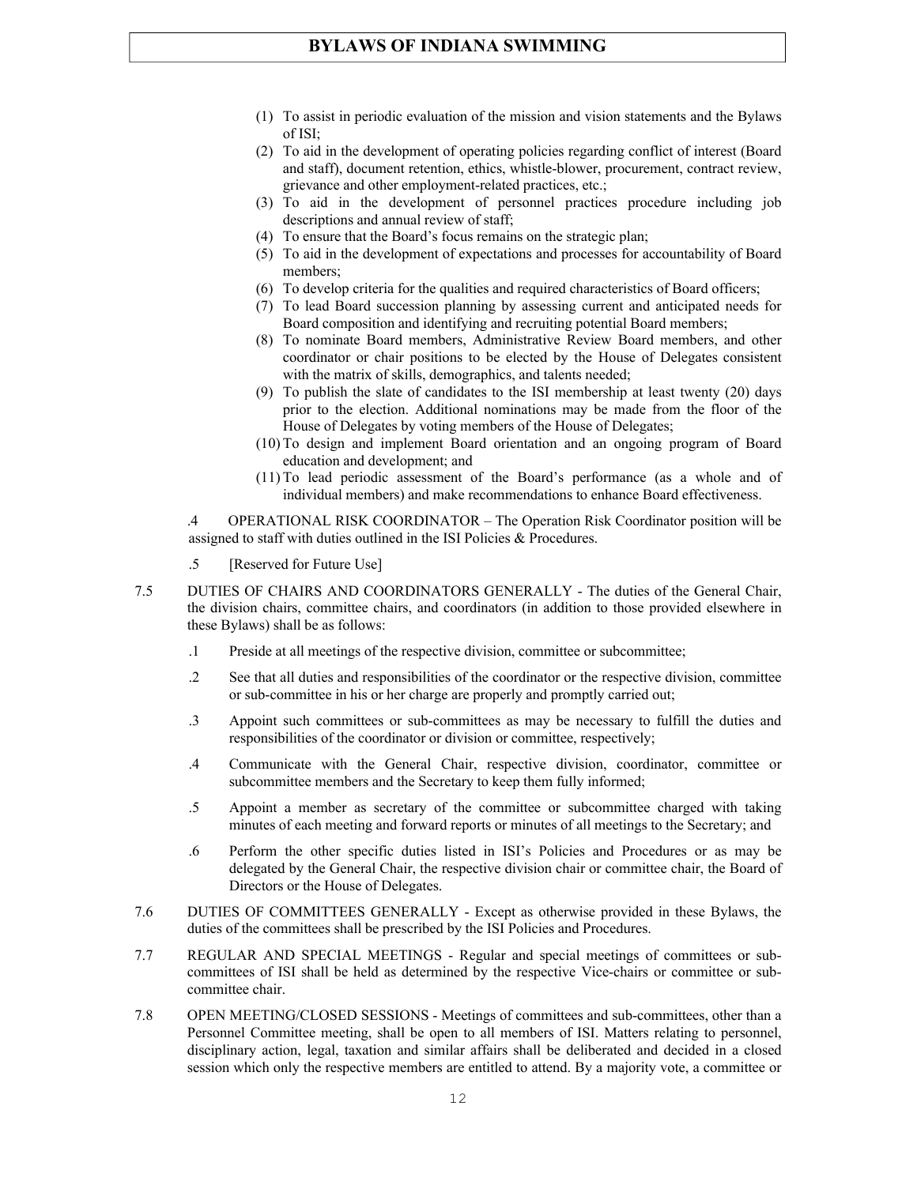(1) To assist in periodic evaluation of the mission and vision statements and the Bylaws of ISI;
(2) To aid in the development of operating policies regarding conflict of interest (Board and staff), document retention, ethics, whistle-blower, procurement, contract review, grievance and other employment-related practices, etc.;
(3) To aid in the development of personnel practices procedure including job descriptions and annual review of staff;
(4) To ensure that the Board's focus remains on the strategic plan;
(5) To aid in the development of expectations and processes for accountability of Board members;
(6) To develop criteria for the qualities and required characteristics of Board officers;
(7) To lead Board succession planning by assessing current and anticipated needs for Board composition and identifying and recruiting potential Board members;
(8) To nominate Board members, Administrative Review Board members, and other coordinator or chair positions to be elected by the House of Delegates consistent with the matrix of skills, demographics, and talents needed;
(9) To publish the slate of candidates to the ISI membership at least twenty (20) days prior to the election. Additional nominations may be made from the floor of the House of Delegates by voting members of the House of Delegates;
(10) To design and implement Board orientation and an ongoing program of Board education and development; and
(11) To lead periodic assessment of the Board's performance (as a whole and of individual members) and make recommendations to enhance Board effectiveness.

.4 OPERATIONAL RISK COORDINATOR – The Operation Risk Coordinator position will be assigned to staff with duties outlined in the ISI Policies & Procedures.

.5 [Reserved for Future Use]

7.5 DUTIES OF CHAIRS AND COORDINATORS GENERALLY - The duties of the General Chair, the division chairs, committee chairs, and coordinators (in addition to those provided elsewhere in these Bylaws) shall be as follows:

.1 Preside at all meetings of the respective division, committee or subcommittee;

.2 See that all duties and responsibilities of the coordinator or the respective division, committee or sub-committee in his or her charge are properly and promptly carried out;

.3 Appoint such committees or sub-committees as may be necessary to fulfill the duties and responsibilities of the coordinator or division or committee, respectively;

.4 Communicate with the General Chair, respective division, coordinator, committee or subcommittee members and the Secretary to keep them fully informed;

.5 Appoint a member as secretary of the committee or subcommittee charged with taking minutes of each meeting and forward reports or minutes of all meetings to the Secretary; and

.6 Perform the other specific duties listed in ISI's Policies and Procedures or as may be delegated by the General Chair, the respective division chair or committee chair, the Board of Directors or the House of Delegates.

7.6 DUTIES OF COMMITTEES GENERALLY - Except as otherwise provided in these Bylaws, the duties of the committees shall be prescribed by the ISI Policies and Procedures.

7.7 REGULAR AND SPECIAL MEETINGS - Regular and special meetings of committees or sub-committees of ISI shall be held as determined by the respective Vice-chairs or committee or sub-committee chair.

7.8 OPEN MEETING/CLOSED SESSIONS - Meetings of committees and sub-committees, other than a Personnel Committee meeting, shall be open to all members of ISI. Matters relating to personnel, disciplinary action, legal, taxation and similar affairs shall be deliberated and decided in a closed session which only the respective members are entitled to attend. By a majority vote, a committee or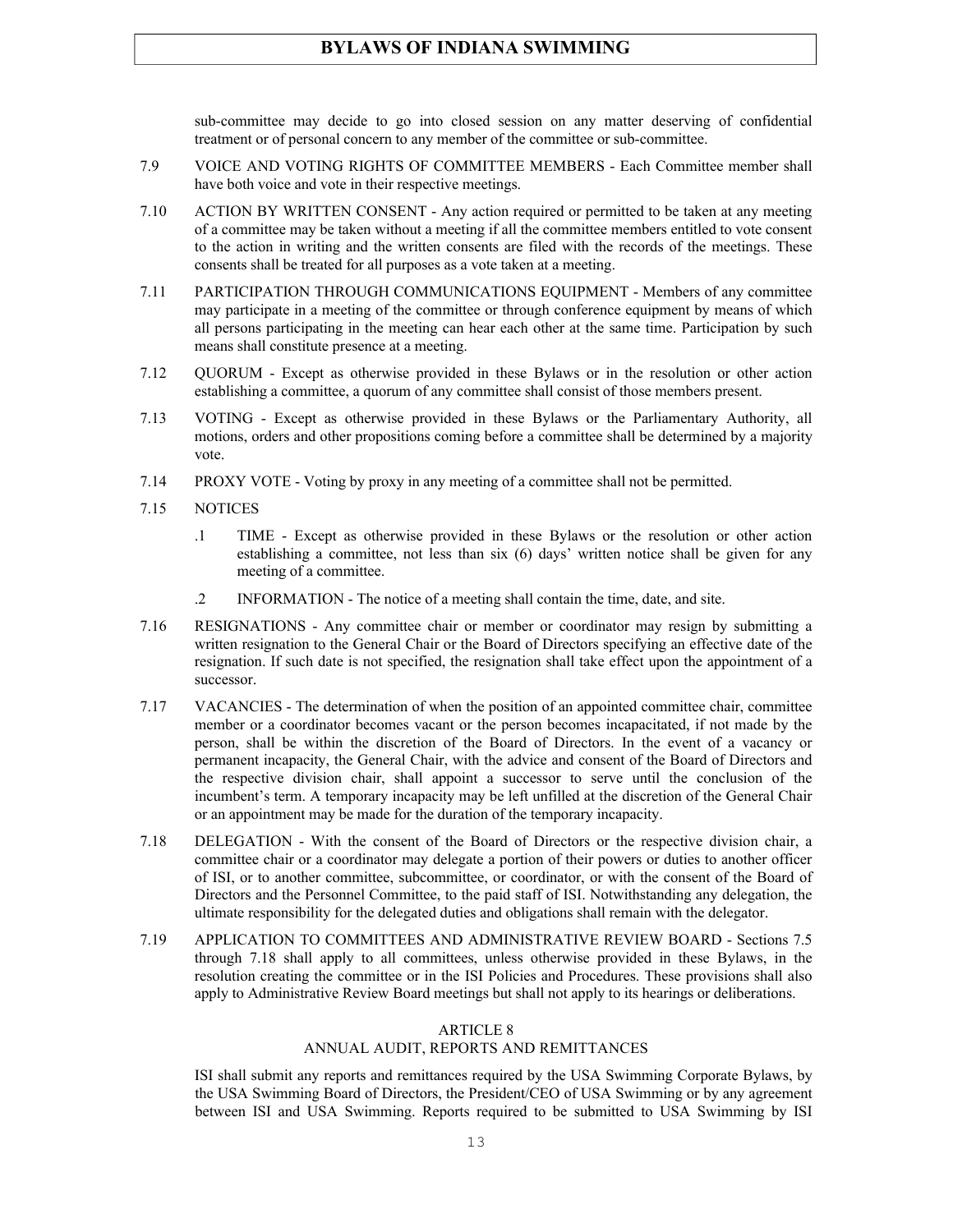sub-committee may decide to go into closed session on any matter deserving of confidential treatment or of personal concern to any member of the committee or sub-committee.

7.9 VOICE AND VOTING RIGHTS OF COMMITTEE MEMBERS - Each Committee member shall have both voice and vote in their respective meetings.

7.10 ACTION BY WRITTEN CONSENT - Any action required or permitted to be taken at any meeting of a committee may be taken without a meeting if all the committee members entitled to vote consent to the action in writing and the written consents are filed with the records of the meetings. These consents shall be treated for all purposes as a vote taken at a meeting.

7.11 PARTICIPATION THROUGH COMMUNICATIONS EQUIPMENT - Members of any committee may participate in a meeting of the committee or through conference equipment by means of which all persons participating in the meeting can hear each other at the same time. Participation by such means shall constitute presence at a meeting.

7.12 QUORUM - Except as otherwise provided in these Bylaws or in the resolution or other action establishing a committee, a quorum of any committee shall consist of those members present.

7.13 VOTING - Except as otherwise provided in these Bylaws or the Parliamentary Authority, all motions, orders and other propositions coming before a committee shall be determined by a majority vote.

7.14 PROXY VOTE - Voting by proxy in any meeting of a committee shall not be permitted.

7.15 NOTICES

.1 TIME - Except as otherwise provided in these Bylaws or the resolution or other action establishing a committee, not less than six (6) days' written notice shall be given for any meeting of a committee.

.2 INFORMATION - The notice of a meeting shall contain the time, date, and site.

7.16 RESIGNATIONS - Any committee chair or member or coordinator may resign by submitting a written resignation to the General Chair or the Board of Directors specifying an effective date of the resignation. If such date is not specified, the resignation shall take effect upon the appointment of a successor.

7.17 VACANCIES - The determination of when the position of an appointed committee chair, committee member or a coordinator becomes vacant or the person becomes incapacitated, if not made by the person, shall be within the discretion of the Board of Directors. In the event of a vacancy or permanent incapacity, the General Chair, with the advice and consent of the Board of Directors and the respective division chair, shall appoint a successor to serve until the conclusion of the incumbent's term. A temporary incapacity may be left unfilled at the discretion of the General Chair or an appointment may be made for the duration of the temporary incapacity.

7.18 DELEGATION - With the consent of the Board of Directors or the respective division chair, a committee chair or a coordinator may delegate a portion of their powers or duties to another officer of ISI, or to another committee, subcommittee, or coordinator, or with the consent of the Board of Directors and the Personnel Committee, to the paid staff of ISI. Notwithstanding any delegation, the ultimate responsibility for the delegated duties and obligations shall remain with the delegator.

7.19 APPLICATION TO COMMITTEES AND ADMINISTRATIVE REVIEW BOARD - Sections 7.5 through 7.18 shall apply to all committees, unless otherwise provided in these Bylaws, in the resolution creating the committee or in the ISI Policies and Procedures. These provisions shall also apply to Administrative Review Board meetings but shall not apply to its hearings or deliberations.

## ARTICLE 8
## ANNUAL AUDIT, REPORTS AND REMITTANCES

ISI shall submit any reports and remittances required by the USA Swimming Corporate Bylaws, by the USA Swimming Board of Directors, the President/CEO of USA Swimming or by any agreement between ISI and USA Swimming. Reports required to be submitted to USA Swimming by ISI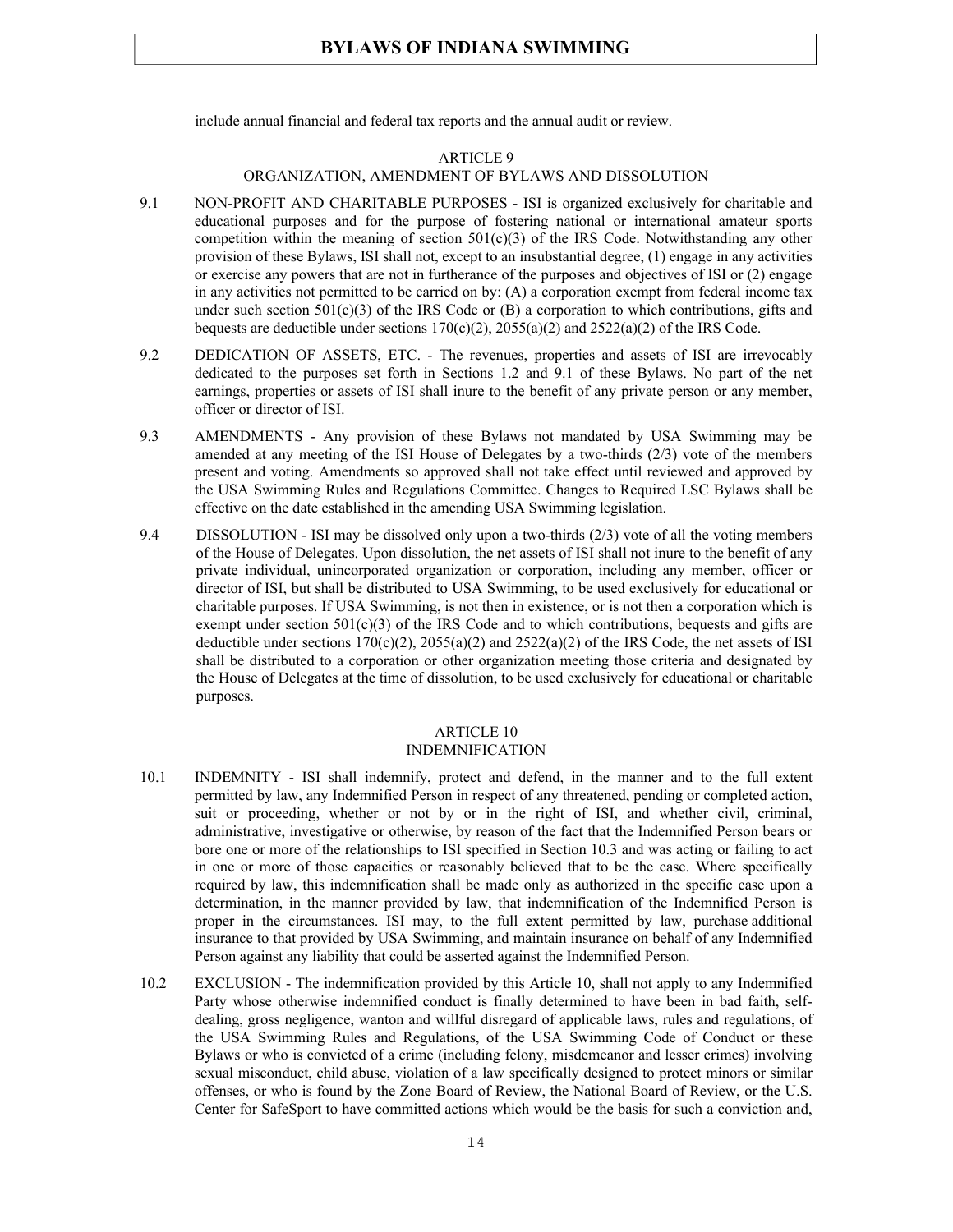include annual financial and federal tax reports and the annual audit or review.

## ARTICLE 9
## ORGANIZATION, AMENDMENT OF BYLAWS AND DISSOLUTION

9.1 NON-PROFIT AND CHARITABLE PURPOSES - ISI is organized exclusively for charitable and educational purposes and for the purpose of fostering national or international amateur sports competition within the meaning of section 501(c)(3) of the IRS Code. Notwithstanding any other provision of these Bylaws, ISI shall not, except to an insubstantial degree, (1) engage in any activities or exercise any powers that are not in furtherance of the purposes and objectives of ISI or (2) engage in any activities not permitted to be carried on by: (A) a corporation exempt from federal income tax under such section 501(c)(3) of the IRS Code or (B) a corporation to which contributions, gifts and bequests are deductible under sections 170(c)(2), 2055(a)(2) and 2522(a)(2) of the IRS Code.

9.2 DEDICATION OF ASSETS, ETC. - The revenues, properties and assets of ISI are irrevocably dedicated to the purposes set forth in Sections 1.2 and 9.1 of these Bylaws. No part of the net earnings, properties or assets of ISI shall inure to the benefit of any private person or any member, officer or director of ISI.

9.3 AMENDMENTS - Any provision of these Bylaws not mandated by USA Swimming may be amended at any meeting of the ISI House of Delegates by a two-thirds (2/3) vote of the members present and voting. Amendments so approved shall not take effect until reviewed and approved by the USA Swimming Rules and Regulations Committee. Changes to Required LSC Bylaws shall be effective on the date established in the amending USA Swimming legislation.

9.4 DISSOLUTION - ISI may be dissolved only upon a two-thirds (2/3) vote of all the voting members of the House of Delegates. Upon dissolution, the net assets of ISI shall not inure to the benefit of any private individual, unincorporated organization or corporation, including any member, officer or director of ISI, but shall be distributed to USA Swimming, to be used exclusively for educational or charitable purposes. If USA Swimming, is not then in existence, or is not then a corporation which is exempt under section 501(c)(3) of the IRS Code and to which contributions, bequests and gifts are deductible under sections 170(c)(2), 2055(a)(2) and 2522(a)(2) of the IRS Code, the net assets of ISI shall be distributed to a corporation or other organization meeting those criteria and designated by the House of Delegates at the time of dissolution, to be used exclusively for educational or charitable purposes.

## ARTICLE 10
## INDEMNIFICATION

10.1 INDEMNITY - ISI shall indemnify, protect and defend, in the manner and to the full extent permitted by law, any Indemnified Person in respect of any threatened, pending or completed action, suit or proceeding, whether or not by or in the right of ISI, and whether civil, criminal, administrative, investigative or otherwise, by reason of the fact that the Indemnified Person bears or bore one or more of the relationships to ISI specified in Section 10.3 and was acting or failing to act in one or more of those capacities or reasonably believed that to be the case. Where specifically required by law, this indemnification shall be made only as authorized in the specific case upon a determination, in the manner provided by law, that indemnification of the Indemnified Person is proper in the circumstances. ISI may, to the full extent permitted by law, purchase additional insurance to that provided by USA Swimming, and maintain insurance on behalf of any Indemnified Person against any liability that could be asserted against the Indemnified Person.

10.2 EXCLUSION - The indemnification provided by this Article 10, shall not apply to any Indemnified Party whose otherwise indemnified conduct is finally determined to have been in bad faith, self-dealing, gross negligence, wanton and willful disregard of applicable laws, rules and regulations, of the USA Swimming Rules and Regulations, of the USA Swimming Code of Conduct or these Bylaws or who is convicted of a crime (including felony, misdemeanor and lesser crimes) involving sexual misconduct, child abuse, violation of a law specifically designed to protect minors or similar offenses, or who is found by the Zone Board of Review, the National Board of Review, or the U.S. Center for SafeSport to have committed actions which would be the basis for such a conviction and,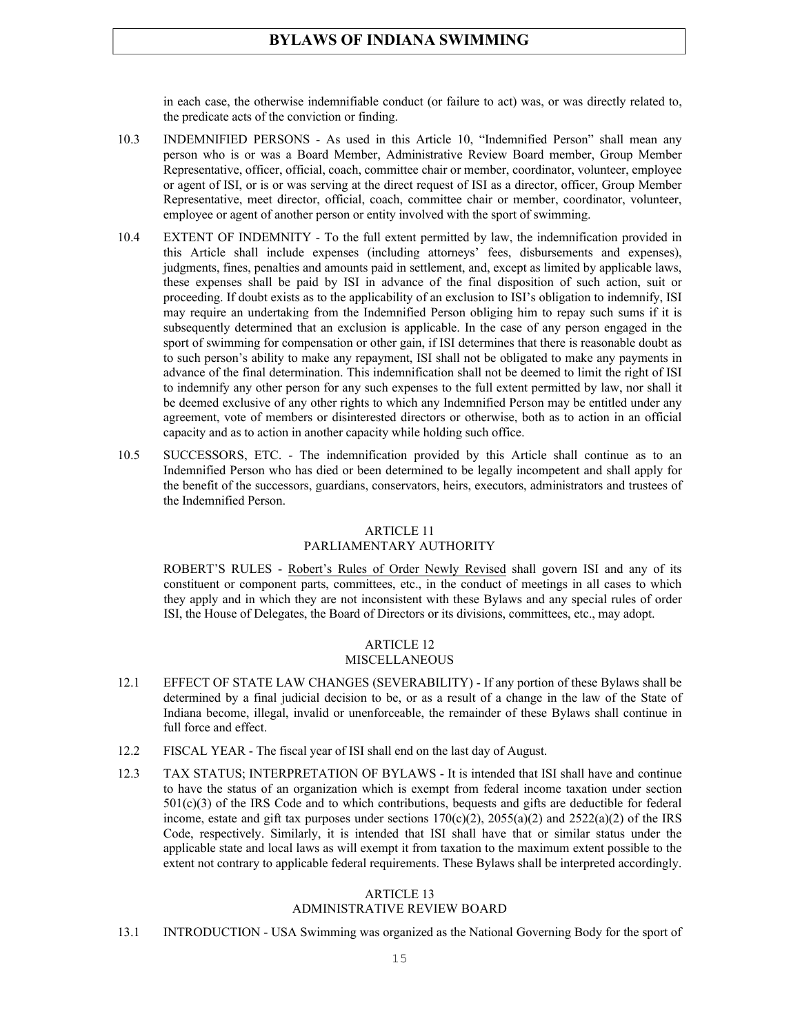in each case, the otherwise indemnifiable conduct (or failure to act) was, or was directly related to, the predicate acts of the conviction or finding.

10.3 INDEMNIFIED PERSONS - As used in this Article 10, "Indemnified Person" shall mean any person who is or was a Board Member, Administrative Review Board member, Group Member Representative, officer, official, coach, committee chair or member, coordinator, volunteer, employee or agent of ISI, or is or was serving at the direct request of ISI as a director, officer, Group Member Representative, meet director, official, coach, committee chair or member, coordinator, volunteer, employee or agent of another person or entity involved with the sport of swimming.

10.4 EXTENT OF INDEMNITY - To the full extent permitted by law, the indemnification provided in this Article shall include expenses (including attorneys' fees, disbursements and expenses), judgments, fines, penalties and amounts paid in settlement, and, except as limited by applicable laws, these expenses shall be paid by ISI in advance of the final disposition of such action, suit or proceeding. If doubt exists as to the applicability of an exclusion to ISI's obligation to indemnify, ISI may require an undertaking from the Indemnified Person obliging him to repay such sums if it is subsequently determined that an exclusion is applicable. In the case of any person engaged in the sport of swimming for compensation or other gain, if ISI determines that there is reasonable doubt as to such person's ability to make any repayment, ISI shall not be obligated to make any payments in advance of the final determination. This indemnification shall not be deemed to limit the right of ISI to indemnify any other person for any such expenses to the full extent permitted by law, nor shall it be deemed exclusive of any other rights to which any Indemnified Person may be entitled under any agreement, vote of members or disinterested directors or otherwise, both as to action in an official capacity and as to action in another capacity while holding such office.

10.5 SUCCESSORS, ETC. - The indemnification provided by this Article shall continue as to an Indemnified Person who has died or been determined to be legally incompetent and shall apply for the benefit of the successors, guardians, conservators, heirs, executors, administrators and trustees of the Indemnified Person.

## ARTICLE 11
## PARLIAMENTARY AUTHORITY

ROBERT'S RULES - Robert's Rules of Order Newly Revised shall govern ISI and any of its constituent or component parts, committees, etc., in the conduct of meetings in all cases to which they apply and in which they are not inconsistent with these Bylaws and any special rules of order ISI, the House of Delegates, the Board of Directors or its divisions, committees, etc., may adopt.

## ARTICLE 12
## MISCELLANEOUS

12.1 EFFECT OF STATE LAW CHANGES (SEVERABILITY) - If any portion of these Bylaws shall be determined by a final judicial decision to be, or as a result of a change in the law of the State of Indiana become, illegal, invalid or unenforceable, the remainder of these Bylaws shall continue in full force and effect.

12.2 FISCAL YEAR - The fiscal year of ISI shall end on the last day of August.

12.3 TAX STATUS; INTERPRETATION OF BYLAWS - It is intended that ISI shall have and continue to have the status of an organization which is exempt from federal income taxation under section 501(c)(3) of the IRS Code and to which contributions, bequests and gifts are deductible for federal income, estate and gift tax purposes under sections 170(c)(2), 2055(a)(2) and 2522(a)(2) of the IRS Code, respectively. Similarly, it is intended that ISI shall have that or similar status under the applicable state and local laws as will exempt it from taxation to the maximum extent possible to the extent not contrary to applicable federal requirements. These Bylaws shall be interpreted accordingly.

## ARTICLE 13
## ADMINISTRATIVE REVIEW BOARD

13.1 INTRODUCTION - USA Swimming was organized as the National Governing Body for the sport of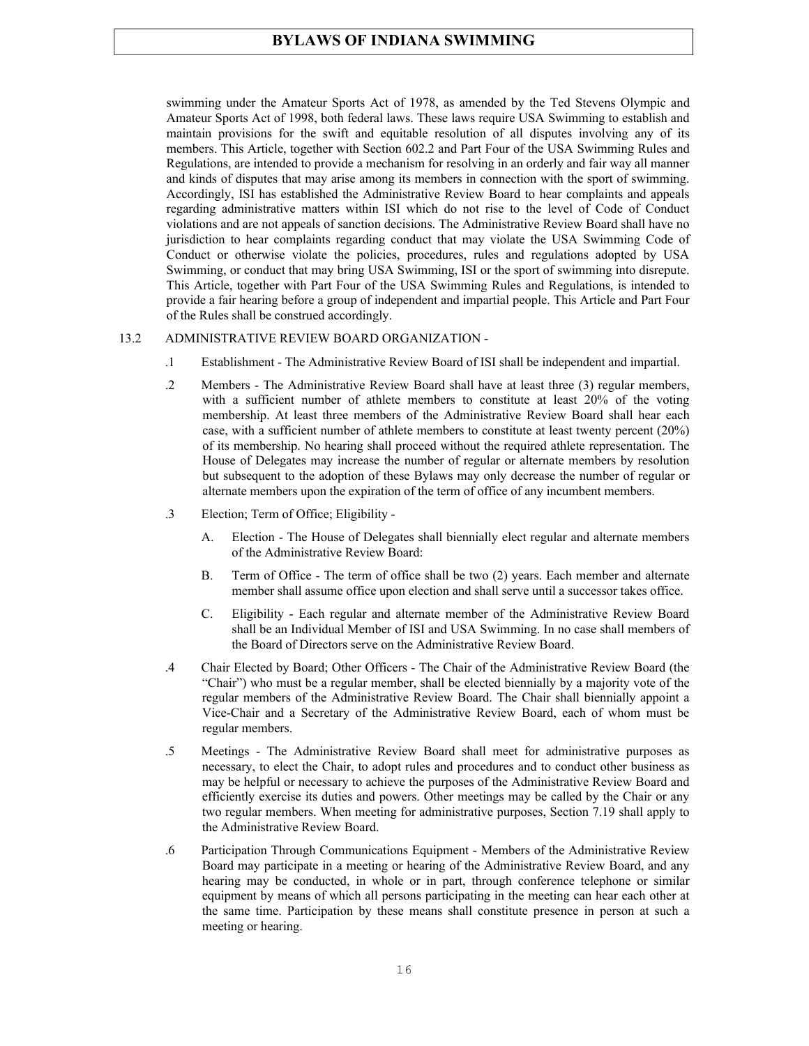swimming under the Amateur Sports Act of 1978, as amended by the Ted Stevens Olympic and Amateur Sports Act of 1998, both federal laws. These laws require USA Swimming to establish and maintain provisions for the swift and equitable resolution of all disputes involving any of its members. This Article, together with Section 602.2 and Part Four of the USA Swimming Rules and Regulations, are intended to provide a mechanism for resolving in an orderly and fair way all manner and kinds of disputes that may arise among its members in connection with the sport of swimming. Accordingly, ISI has established the Administrative Review Board to hear complaints and appeals regarding administrative matters within ISI which do not rise to the level of Code of Conduct violations and are not appeals of sanction decisions. The Administrative Review Board shall have no jurisdiction to hear complaints regarding conduct that may violate the USA Swimming Code of Conduct or otherwise violate the policies, procedures, rules and regulations adopted by USA Swimming, or conduct that may bring USA Swimming, ISI or the sport of swimming into disrepute. This Article, together with Part Four of the USA Swimming Rules and Regulations, is intended to provide a fair hearing before a group of independent and impartial people. This Article and Part Four of the Rules shall be construed accordingly.

13.2 ADMINISTRATIVE REVIEW BOARD ORGANIZATION -

.1 Establishment - The Administrative Review Board of ISI shall be independent and impartial.

.2 Members - The Administrative Review Board shall have at least three (3) regular members, with a sufficient number of athlete members to constitute at least 20% of the voting membership. At least three members of the Administrative Review Board shall hear each case, with a sufficient number of athlete members to constitute at least twenty percent (20%) of its membership. No hearing shall proceed without the required athlete representation. The House of Delegates may increase the number of regular or alternate members by resolution but subsequent to the adoption of these Bylaws may only decrease the number of regular or alternate members upon the expiration of the term of office of any incumbent members.

.3 Election; Term of Office; Eligibility -

A. Election - The House of Delegates shall biennially elect regular and alternate members of the Administrative Review Board:

B. Term of Office - The term of office shall be two (2) years. Each member and alternate member shall assume office upon election and shall serve until a successor takes office.

C. Eligibility - Each regular and alternate member of the Administrative Review Board shall be an Individual Member of ISI and USA Swimming. In no case shall members of the Board of Directors serve on the Administrative Review Board.

.4 Chair Elected by Board; Other Officers - The Chair of the Administrative Review Board (the "Chair") who must be a regular member, shall be elected biennially by a majority vote of the regular members of the Administrative Review Board. The Chair shall biennially appoint a Vice-Chair and a Secretary of the Administrative Review Board, each of whom must be regular members.

.5 Meetings - The Administrative Review Board shall meet for administrative purposes as necessary, to elect the Chair, to adopt rules and procedures and to conduct other business as may be helpful or necessary to achieve the purposes of the Administrative Review Board and efficiently exercise its duties and powers. Other meetings may be called by the Chair or any two regular members. When meeting for administrative purposes, Section 7.19 shall apply to the Administrative Review Board.

.6 Participation Through Communications Equipment - Members of the Administrative Review Board may participate in a meeting or hearing of the Administrative Review Board, and any hearing may be conducted, in whole or in part, through conference telephone or similar equipment by means of which all persons participating in the meeting can hear each other at the same time. Participation by these means shall constitute presence in person at such a meeting or hearing.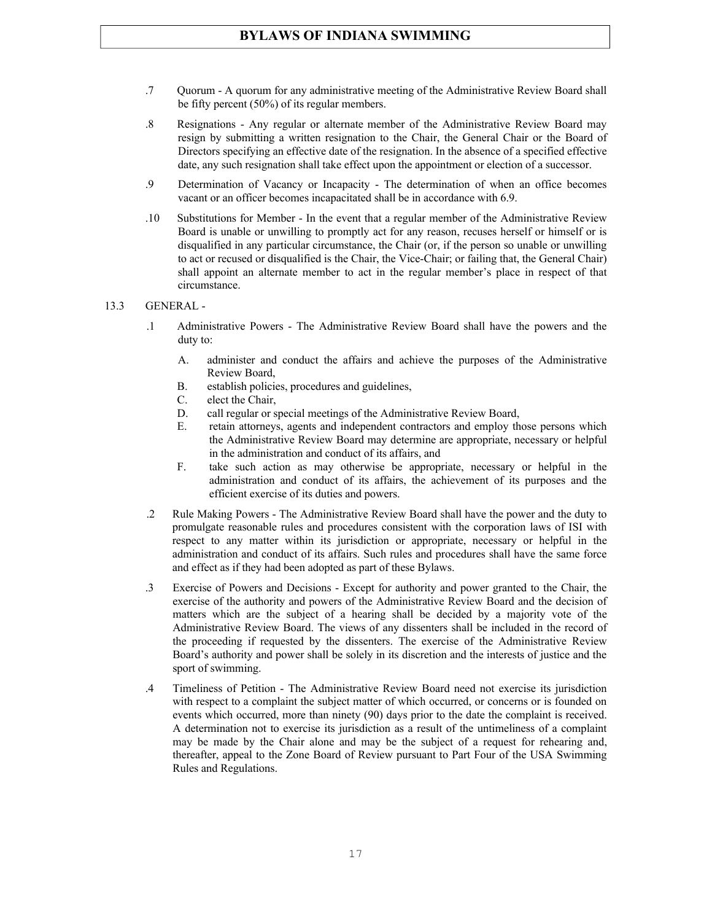.7 Quorum - A quorum for any administrative meeting of the Administrative Review Board shall be fifty percent (50%) of its regular members.

.8 Resignations - Any regular or alternate member of the Administrative Review Board may resign by submitting a written resignation to the Chair, the General Chair or the Board of Directors specifying an effective date of the resignation. In the absence of a specified effective date, any such resignation shall take effect upon the appointment or election of a successor.

.9 Determination of Vacancy or Incapacity - The determination of when an office becomes vacant or an officer becomes incapacitated shall be in accordance with 6.9.

.10 Substitutions for Member - In the event that a regular member of the Administrative Review Board is unable or unwilling to promptly act for any reason, recuses herself or himself or is disqualified in any particular circumstance, the Chair (or, if the person so unable or unwilling to act or recused or disqualified is the Chair, the Vice-Chair; or failing that, the General Chair) shall appoint an alternate member to act in the regular member's place in respect of that circumstance.

13.3 GENERAL -

.1 Administrative Powers - The Administrative Review Board shall have the powers and the duty to:

A. administer and conduct the affairs and achieve the purposes of the Administrative Review Board,
B. establish policies, procedures and guidelines,
C. elect the Chair,
D. call regular or special meetings of the Administrative Review Board,
E. retain attorneys, agents and independent contractors and employ those persons which the Administrative Review Board may determine are appropriate, necessary or helpful in the administration and conduct of its affairs, and
F. take such action as may otherwise be appropriate, necessary or helpful in the administration and conduct of its affairs, the achievement of its purposes and the efficient exercise of its duties and powers.

.2 Rule Making Powers - The Administrative Review Board shall have the power and the duty to promulgate reasonable rules and procedures consistent with the corporation laws of ISI with respect to any matter within its jurisdiction or appropriate, necessary or helpful in the administration and conduct of its affairs. Such rules and procedures shall have the same force and effect as if they had been adopted as part of these Bylaws.

.3 Exercise of Powers and Decisions - Except for authority and power granted to the Chair, the exercise of the authority and powers of the Administrative Review Board and the decision of matters which are the subject of a hearing shall be decided by a majority vote of the Administrative Review Board. The views of any dissenters shall be included in the record of the proceeding if requested by the dissenters. The exercise of the Administrative Review Board's authority and power shall be solely in its discretion and the interests of justice and the sport of swimming.

.4 Timeliness of Petition - The Administrative Review Board need not exercise its jurisdiction with respect to a complaint the subject matter of which occurred, or concerns or is founded on events which occurred, more than ninety (90) days prior to the date the complaint is received. A determination not to exercise its jurisdiction as a result of the untimeliness of a complaint may be made by the Chair alone and may be the subject of a request for rehearing and, thereafter, appeal to the Zone Board of Review pursuant to Part Four of the USA Swimming Rules and Regulations.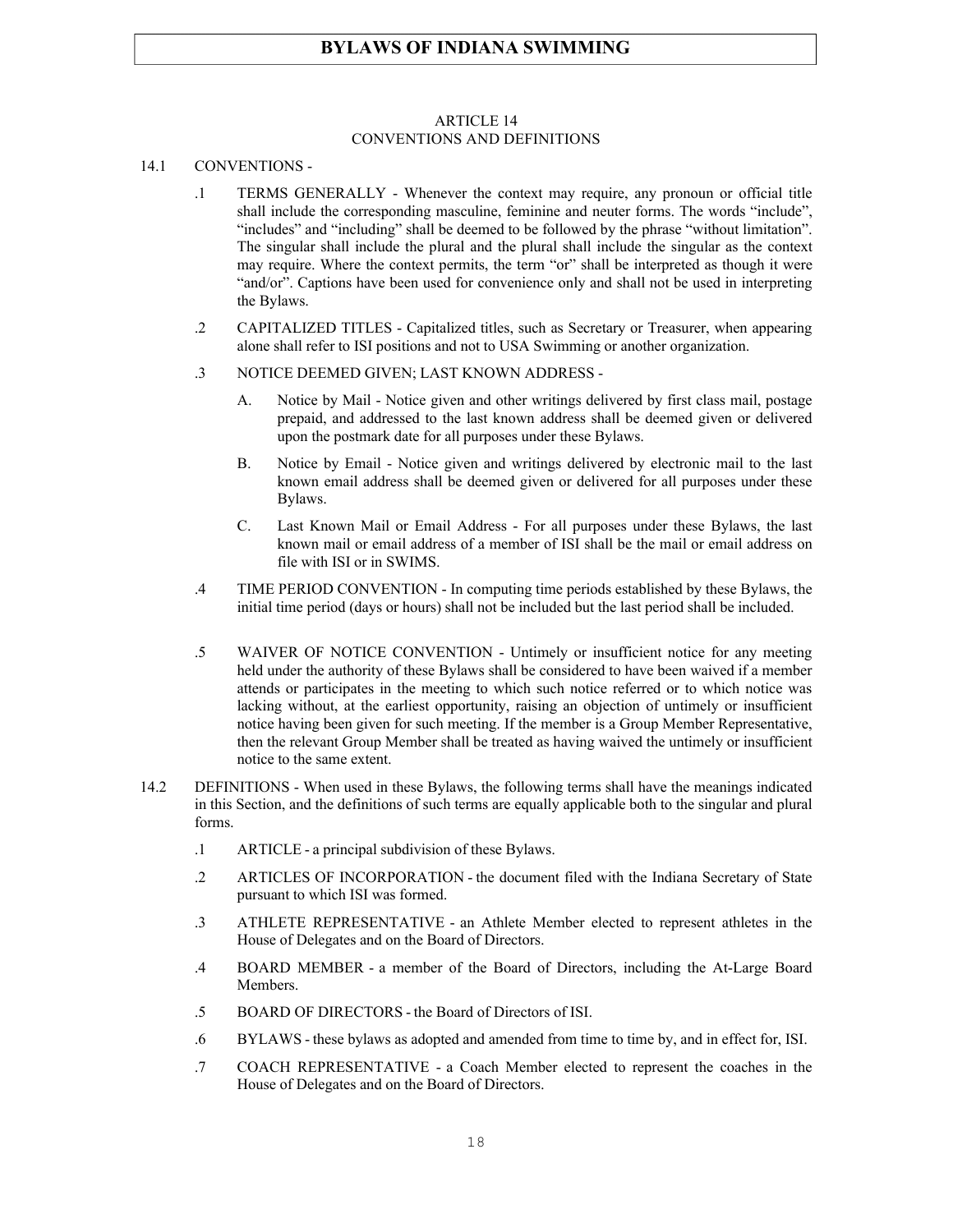## ARTICLE 14
## CONVENTIONS AND DEFINITIONS

14.1 CONVENTIONS -

.1 TERMS GENERALLY - Whenever the context may require, any pronoun or official title shall include the corresponding masculine, feminine and neuter forms. The words "include", "includes" and "including" shall be deemed to be followed by the phrase "without limitation". The singular shall include the plural and the plural shall include the singular as the context may require. Where the context permits, the term "or" shall be interpreted as though it were "and/or". Captions have been used for convenience only and shall not be used in interpreting the Bylaws.

.2 CAPITALIZED TITLES - Capitalized titles, such as Secretary or Treasurer, when appearing alone shall refer to ISI positions and not to USA Swimming or another organization.

.3 NOTICE DEEMED GIVEN; LAST KNOWN ADDRESS -

A. Notice by Mail - Notice given and other writings delivered by first class mail, postage prepaid, and addressed to the last known address shall be deemed given or delivered upon the postmark date for all purposes under these Bylaws.

B. Notice by Email - Notice given and writings delivered by electronic mail to the last known email address shall be deemed given or delivered for all purposes under these Bylaws.

C. Last Known Mail or Email Address - For all purposes under these Bylaws, the last known mail or email address of a member of ISI shall be the mail or email address on file with ISI or in SWIMS.

.4 TIME PERIOD CONVENTION - In computing time periods established by these Bylaws, the initial time period (days or hours) shall not be included but the last period shall be included.

.5 WAIVER OF NOTICE CONVENTION - Untimely or insufficient notice for any meeting held under the authority of these Bylaws shall be considered to have been waived if a member attends or participates in the meeting to which such notice referred or to which notice was lacking without, at the earliest opportunity, raising an objection of untimely or insufficient notice having been given for such meeting. If the member is a Group Member Representative, then the relevant Group Member shall be treated as having waived the untimely or insufficient notice to the same extent.

14.2 DEFINITIONS - When used in these Bylaws, the following terms shall have the meanings indicated in this Section, and the definitions of such terms are equally applicable both to the singular and plural forms.

.1 ARTICLE - a principal subdivision of these Bylaws.

.2 ARTICLES OF INCORPORATION - the document filed with the Indiana Secretary of State pursuant to which ISI was formed.

.3 ATHLETE REPRESENTATIVE - an Athlete Member elected to represent athletes in the House of Delegates and on the Board of Directors.

.4 BOARD MEMBER - a member of the Board of Directors, including the At-Large Board Members.

.5 BOARD OF DIRECTORS - the Board of Directors of ISI.

.6 BYLAWS - these bylaws as adopted and amended from time to time by, and in effect for, ISI.

.7 COACH REPRESENTATIVE - a Coach Member elected to represent the coaches in the House of Delegates and on the Board of Directors.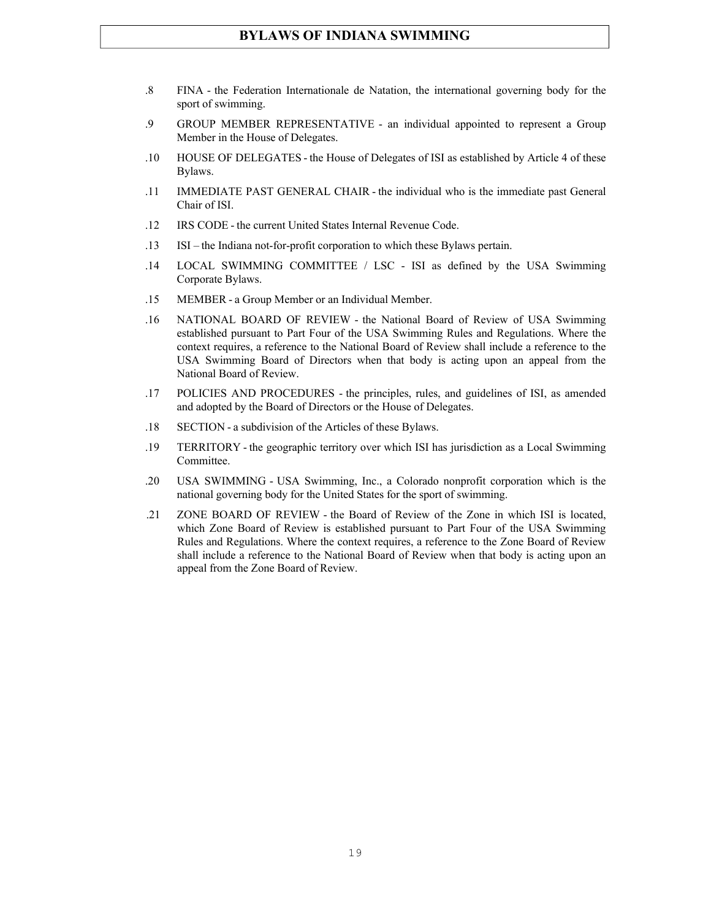.8 FINA - the Federation Internationale de Natation, the international governing body for the sport of swimming.

.9 GROUP MEMBER REPRESENTATIVE - an individual appointed to represent a Group Member in the House of Delegates.

.10 HOUSE OF DELEGATES - the House of Delegates of ISI as established by Article 4 of these Bylaws.

.11 IMMEDIATE PAST GENERAL CHAIR - the individual who is the immediate past General Chair of ISI.

.12 IRS CODE - the current United States Internal Revenue Code.

.13 ISI – the Indiana not-for-profit corporation to which these Bylaws pertain.

.14 LOCAL SWIMMING COMMITTEE / LSC - ISI as defined by the USA Swimming Corporate Bylaws.

.15 MEMBER - a Group Member or an Individual Member.

.16 NATIONAL BOARD OF REVIEW - the National Board of Review of USA Swimming established pursuant to Part Four of the USA Swimming Rules and Regulations. Where the context requires, a reference to the National Board of Review shall include a reference to the USA Swimming Board of Directors when that body is acting upon an appeal from the National Board of Review.

.17 POLICIES AND PROCEDURES - the principles, rules, and guidelines of ISI, as amended and adopted by the Board of Directors or the House of Delegates.

.18 SECTION - a subdivision of the Articles of these Bylaws.

.19 TERRITORY - the geographic territory over which ISI has jurisdiction as a Local Swimming Committee.

.20 USA SWIMMING - USA Swimming, Inc., a Colorado nonprofit corporation which is the national governing body for the United States for the sport of swimming.

.21 ZONE BOARD OF REVIEW - the Board of Review of the Zone in which ISI is located, which Zone Board of Review is established pursuant to Part Four of the USA Swimming Rules and Regulations. Where the context requires, a reference to the Zone Board of Review shall include a reference to the National Board of Review when that body is acting upon an appeal from the Zone Board of Review.